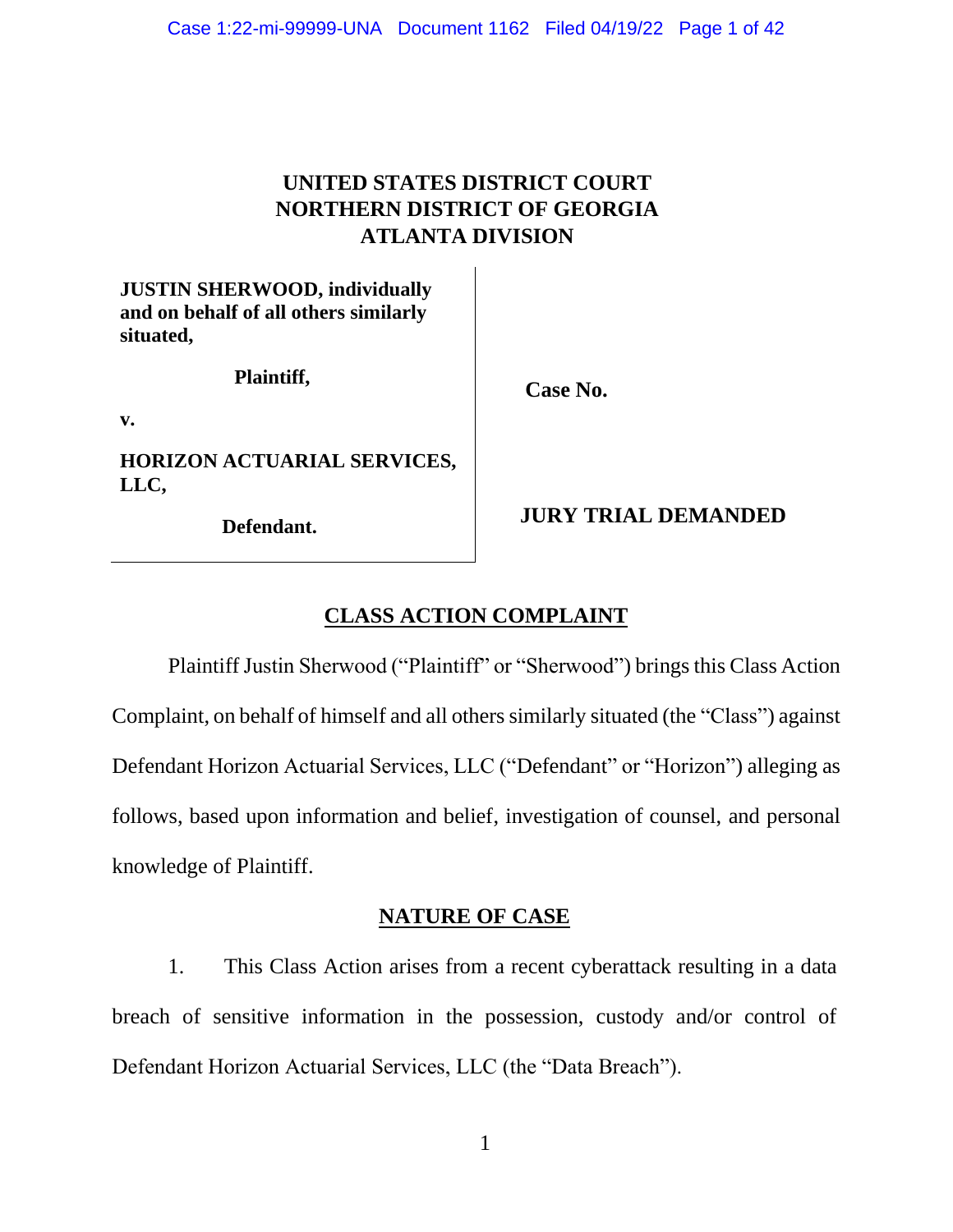**UNITED STATES DISTRICT COURT**
**NORTHERN DISTRICT OF GEORGIA**
**ATLANTA DIVISION**

| | |
|---|---|
| **JUSTIN SHERWOOD, individually and on behalf of all others similarly situated,** | |
| **Plaintiff,** | **Case No.** |
| **v.** | |
| **HORIZON ACTUARIAL SERVICES, LLC,** | |
| **Defendant.** | **JURY TRIAL DEMANDED** |

## CLASS ACTION COMPLAINT

Plaintiff Justin Sherwood ("Plaintiff" or "Sherwood") brings this Class Action Complaint, on behalf of himself and all others similarly situated (the "Class") against Defendant Horizon Actuarial Services, LLC ("Defendant" or "Horizon") alleging as follows, based upon information and belief, investigation of counsel, and personal knowledge of Plaintiff.

## NATURE OF CASE

1. This Class Action arises from a recent cyberattack resulting in a data breach of sensitive information in the possession, custody and/or control of Defendant Horizon Actuarial Services, LLC (the "Data Breach").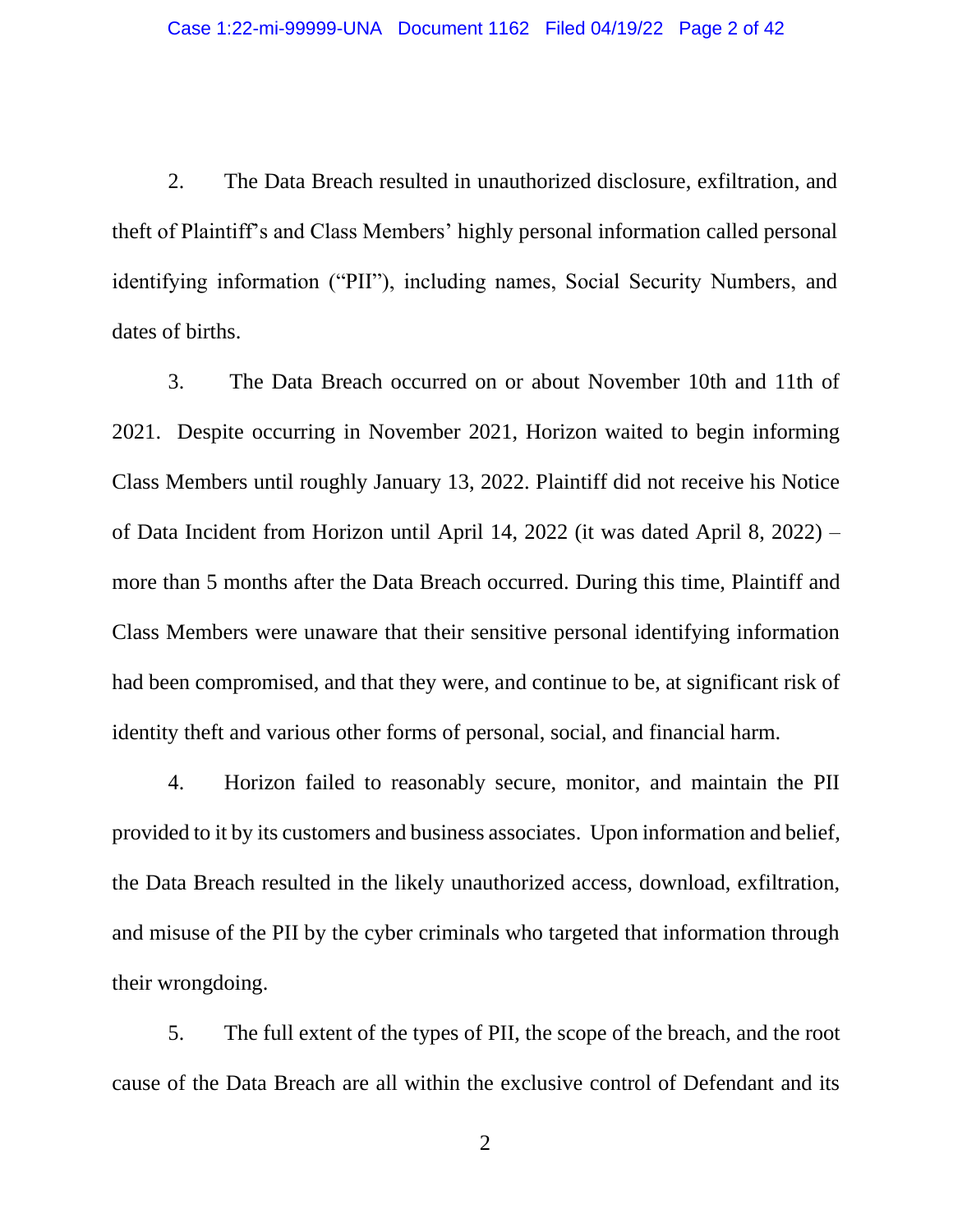2. The Data Breach resulted in unauthorized disclosure, exfiltration, and theft of Plaintiff's and Class Members' highly personal information called personal identifying information ("PII"), including names, Social Security Numbers, and dates of births.

3. The Data Breach occurred on or about November 10th and 11th of 2021. Despite occurring in November 2021, Horizon waited to begin informing Class Members until roughly January 13, 2022. Plaintiff did not receive his Notice of Data Incident from Horizon until April 14, 2022 (it was dated April 8, 2022) – more than 5 months after the Data Breach occurred. During this time, Plaintiff and Class Members were unaware that their sensitive personal identifying information had been compromised, and that they were, and continue to be, at significant risk of identity theft and various other forms of personal, social, and financial harm.

4. Horizon failed to reasonably secure, monitor, and maintain the PII provided to it by its customers and business associates. Upon information and belief, the Data Breach resulted in the likely unauthorized access, download, exfiltration, and misuse of the PII by the cyber criminals who targeted that information through their wrongdoing.

5. The full extent of the types of PII, the scope of the breach, and the root cause of the Data Breach are all within the exclusive control of Defendant and its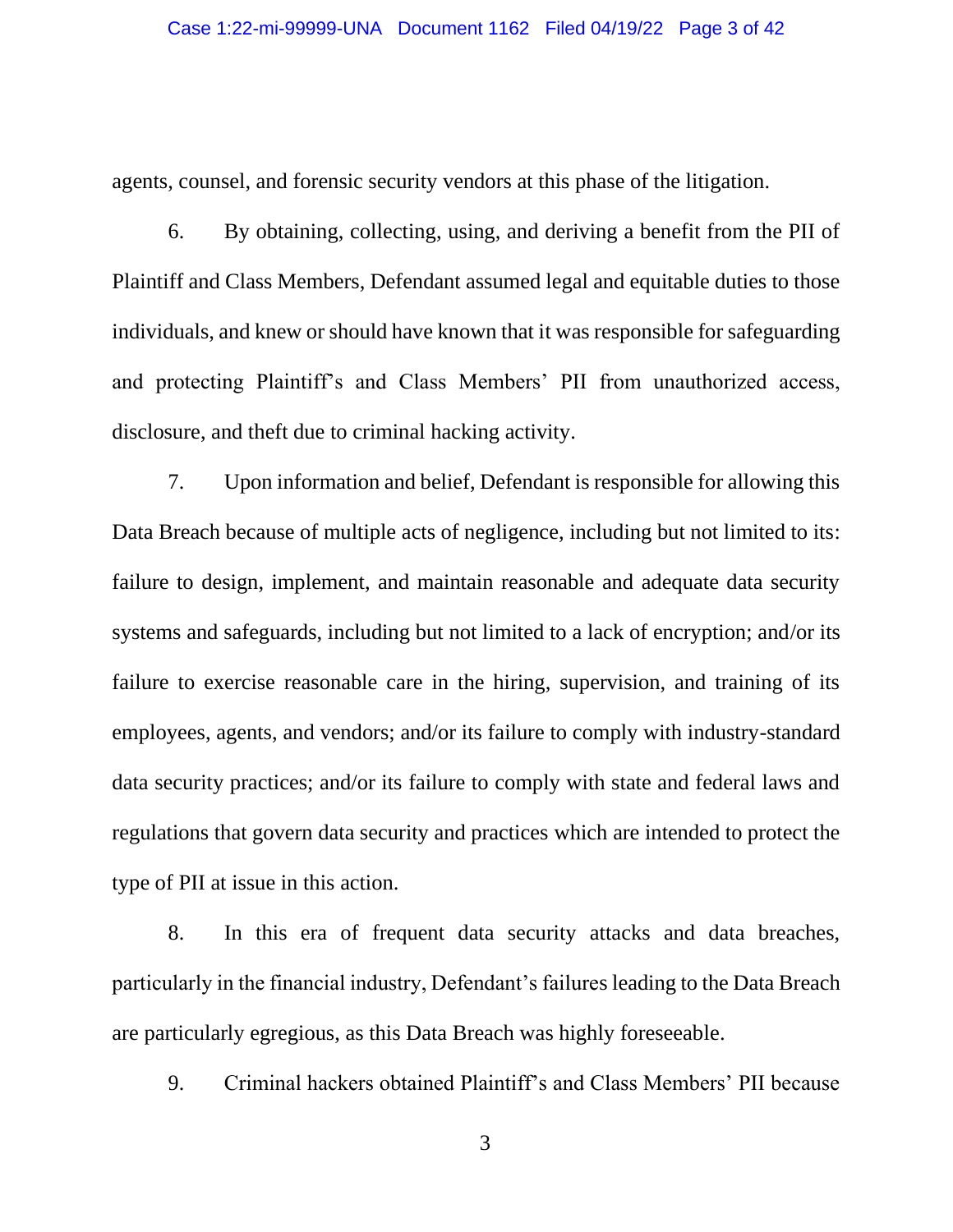agents, counsel, and forensic security vendors at this phase of the litigation.

6. By obtaining, collecting, using, and deriving a benefit from the PII of Plaintiff and Class Members, Defendant assumed legal and equitable duties to those individuals, and knew or should have known that it was responsible for safeguarding and protecting Plaintiff's and Class Members' PII from unauthorized access, disclosure, and theft due to criminal hacking activity.

7. Upon information and belief, Defendant is responsible for allowing this Data Breach because of multiple acts of negligence, including but not limited to its: failure to design, implement, and maintain reasonable and adequate data security systems and safeguards, including but not limited to a lack of encryption; and/or its failure to exercise reasonable care in the hiring, supervision, and training of its employees, agents, and vendors; and/or its failure to comply with industry-standard data security practices; and/or its failure to comply with state and federal laws and regulations that govern data security and practices which are intended to protect the type of PII at issue in this action.

8. In this era of frequent data security attacks and data breaches, particularly in the financial industry, Defendant's failures leading to the Data Breach are particularly egregious, as this Data Breach was highly foreseeable.

9. Criminal hackers obtained Plaintiff's and Class Members' PII because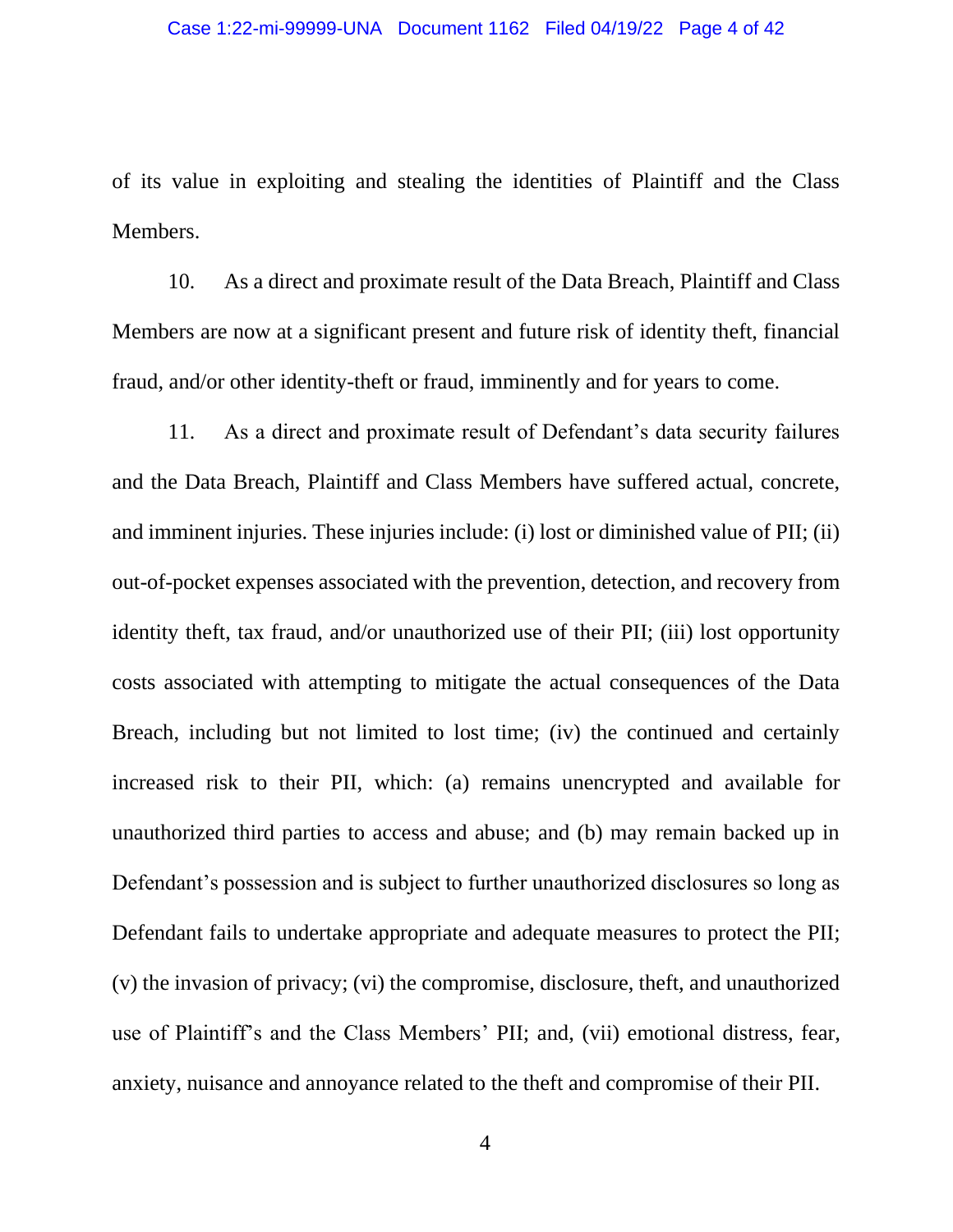of its value in exploiting and stealing the identities of Plaintiff and the Class Members.

10. As a direct and proximate result of the Data Breach, Plaintiff and Class Members are now at a significant present and future risk of identity theft, financial fraud, and/or other identity-theft or fraud, imminently and for years to come.

11. As a direct and proximate result of Defendant's data security failures and the Data Breach, Plaintiff and Class Members have suffered actual, concrete, and imminent injuries. These injuries include: (i) lost or diminished value of PII; (ii) out-of-pocket expenses associated with the prevention, detection, and recovery from identity theft, tax fraud, and/or unauthorized use of their PII; (iii) lost opportunity costs associated with attempting to mitigate the actual consequences of the Data Breach, including but not limited to lost time; (iv) the continued and certainly increased risk to their PII, which: (a) remains unencrypted and available for unauthorized third parties to access and abuse; and (b) may remain backed up in Defendant's possession and is subject to further unauthorized disclosures so long as Defendant fails to undertake appropriate and adequate measures to protect the PII; (v) the invasion of privacy; (vi) the compromise, disclosure, theft, and unauthorized use of Plaintiff's and the Class Members' PII; and, (vii) emotional distress, fear, anxiety, nuisance and annoyance related to the theft and compromise of their PII.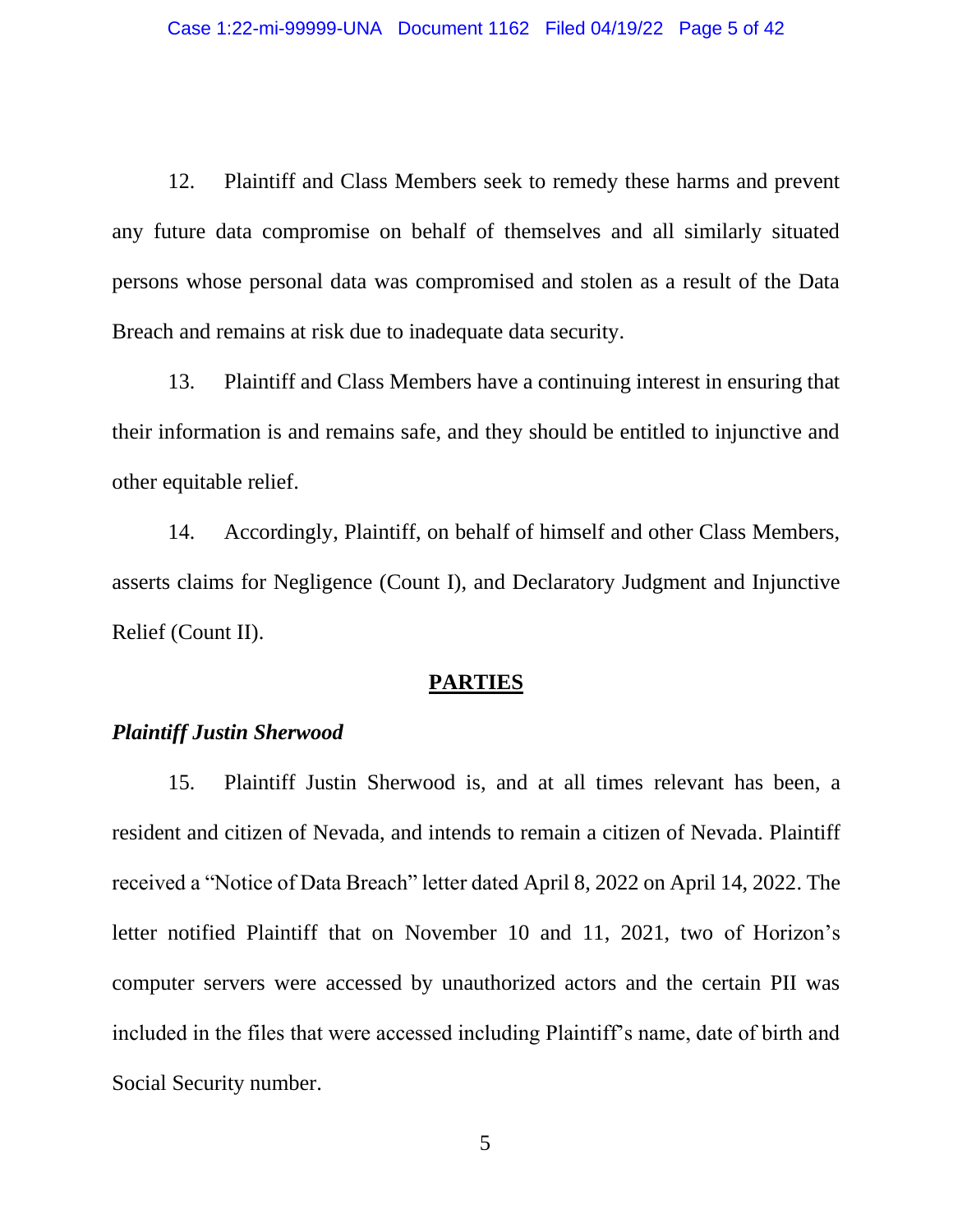12. Plaintiff and Class Members seek to remedy these harms and prevent any future data compromise on behalf of themselves and all similarly situated persons whose personal data was compromised and stolen as a result of the Data Breach and remains at risk due to inadequate data security.

13. Plaintiff and Class Members have a continuing interest in ensuring that their information is and remains safe, and they should be entitled to injunctive and other equitable relief.

14. Accordingly, Plaintiff, on behalf of himself and other Class Members, asserts claims for Negligence (Count I), and Declaratory Judgment and Injunctive Relief (Count II).

## PARTIES

***Plaintiff Justin Sherwood***

15. Plaintiff Justin Sherwood is, and at all times relevant has been, a resident and citizen of Nevada, and intends to remain a citizen of Nevada. Plaintiff received a "Notice of Data Breach" letter dated April 8, 2022 on April 14, 2022. The letter notified Plaintiff that on November 10 and 11, 2021, two of Horizon's computer servers were accessed by unauthorized actors and the certain PII was included in the files that were accessed including Plaintiff's name, date of birth and Social Security number.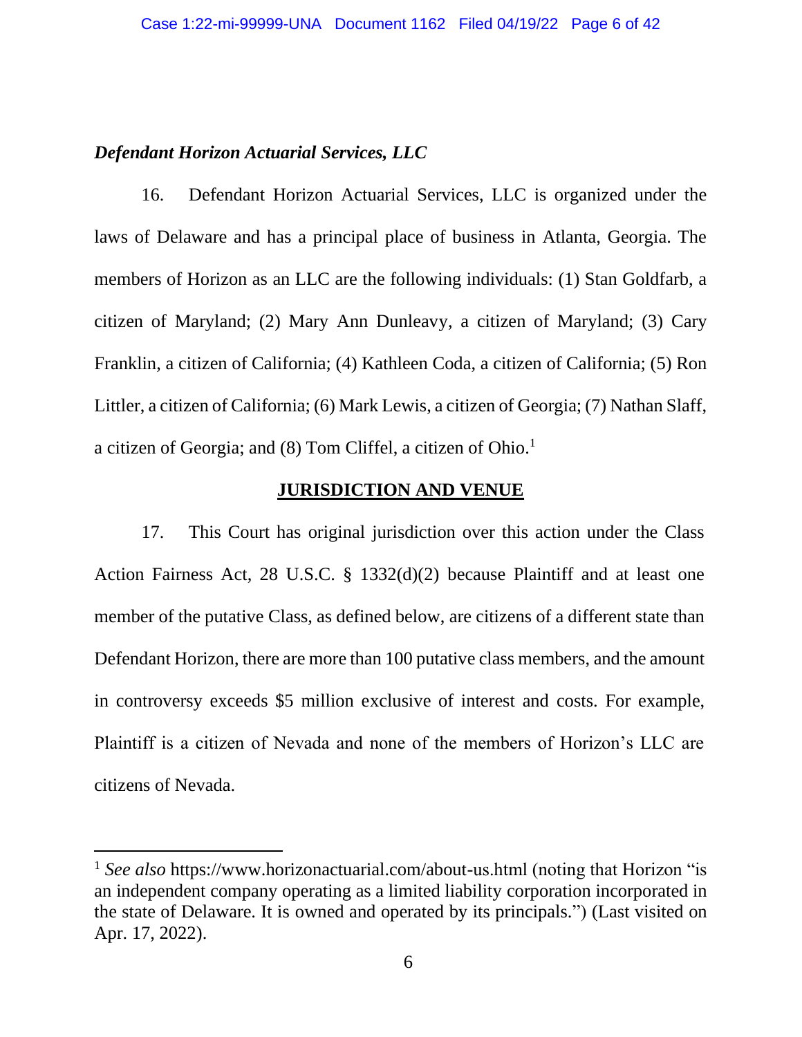*Defendant Horizon Actuarial Services, LLC*

16. Defendant Horizon Actuarial Services, LLC is organized under the laws of Delaware and has a principal place of business in Atlanta, Georgia. The members of Horizon as an LLC are the following individuals: (1) Stan Goldfarb, a citizen of Maryland; (2) Mary Ann Dunleavy, a citizen of Maryland; (3) Cary Franklin, a citizen of California; (4) Kathleen Coda, a citizen of California; (5) Ron Littler, a citizen of California; (6) Mark Lewis, a citizen of Georgia; (7) Nathan Slaff, a citizen of Georgia; and (8) Tom Cliffel, a citizen of Ohio.[1]

## JURISDICTION AND VENUE

17. This Court has original jurisdiction over this action under the Class Action Fairness Act, 28 U.S.C. § 1332(d)(2) because Plaintiff and at least one member of the putative Class, as defined below, are citizens of a different state than Defendant Horizon, there are more than 100 putative class members, and the amount in controversy exceeds $5 million exclusive of interest and costs. For example, Plaintiff is a citizen of Nevada and none of the members of Horizon's LLC are citizens of Nevada.

---

[1] *See also* https://www.horizonactuarial.com/about-us.html (noting that Horizon "is an independent company operating as a limited liability corporation incorporated in the state of Delaware. It is owned and operated by its principals.") (Last visited on Apr. 17, 2022).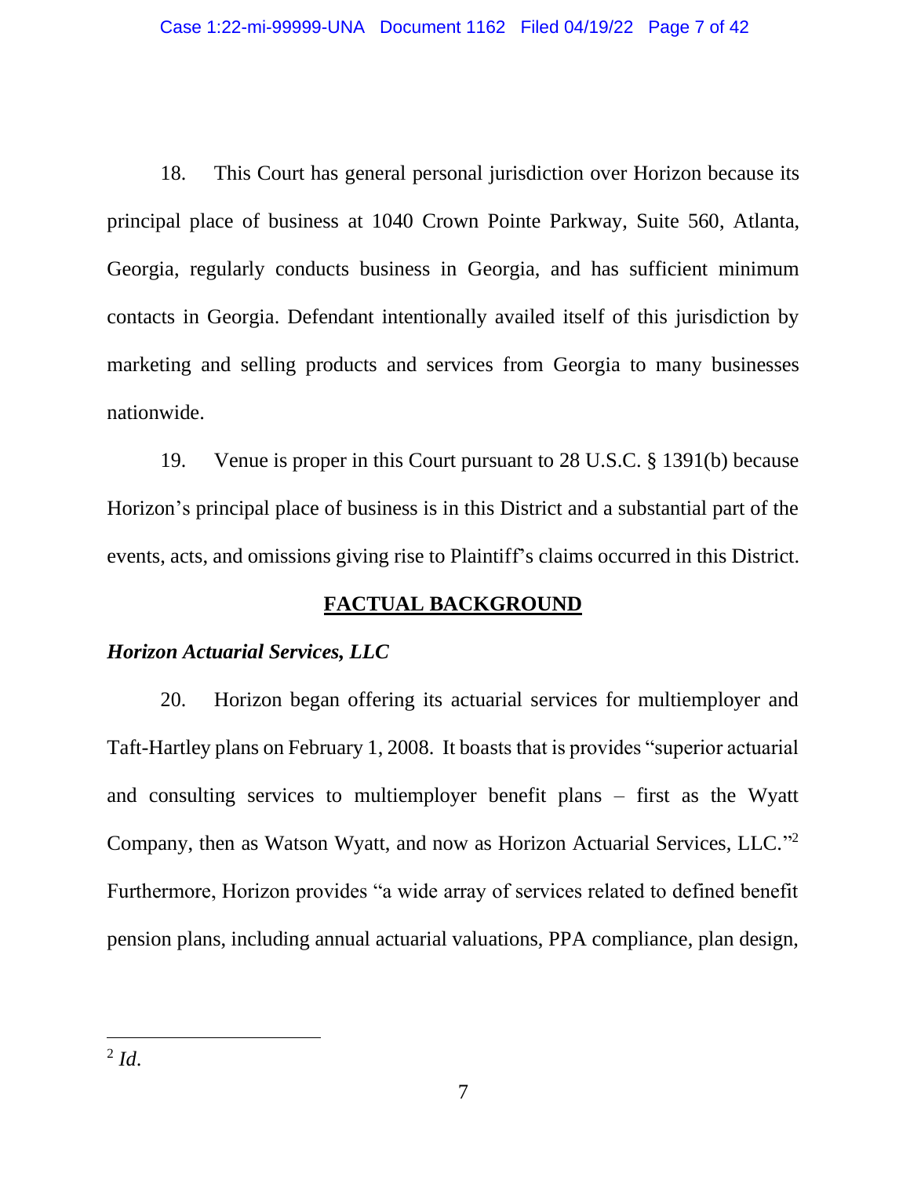18. This Court has general personal jurisdiction over Horizon because its principal place of business at 1040 Crown Pointe Parkway, Suite 560, Atlanta, Georgia, regularly conducts business in Georgia, and has sufficient minimum contacts in Georgia. Defendant intentionally availed itself of this jurisdiction by marketing and selling products and services from Georgia to many businesses nationwide.

19. Venue is proper in this Court pursuant to 28 U.S.C. § 1391(b) because Horizon's principal place of business is in this District and a substantial part of the events, acts, and omissions giving rise to Plaintiff's claims occurred in this District.

## **FACTUAL BACKGROUND**

***Horizon Actuarial Services, LLC***

20. Horizon began offering its actuarial services for multiemployer and Taft-Hartley plans on February 1, 2008. It boasts that is provides "superior actuarial and consulting services to multiemployer benefit plans – first as the Wyatt Company, then as Watson Wyatt, and now as Horizon Actuarial Services, LLC."[2] Furthermore, Horizon provides "a wide array of services related to defined benefit pension plans, including annual actuarial valuations, PPA compliance, plan design,

---

[2] *Id.*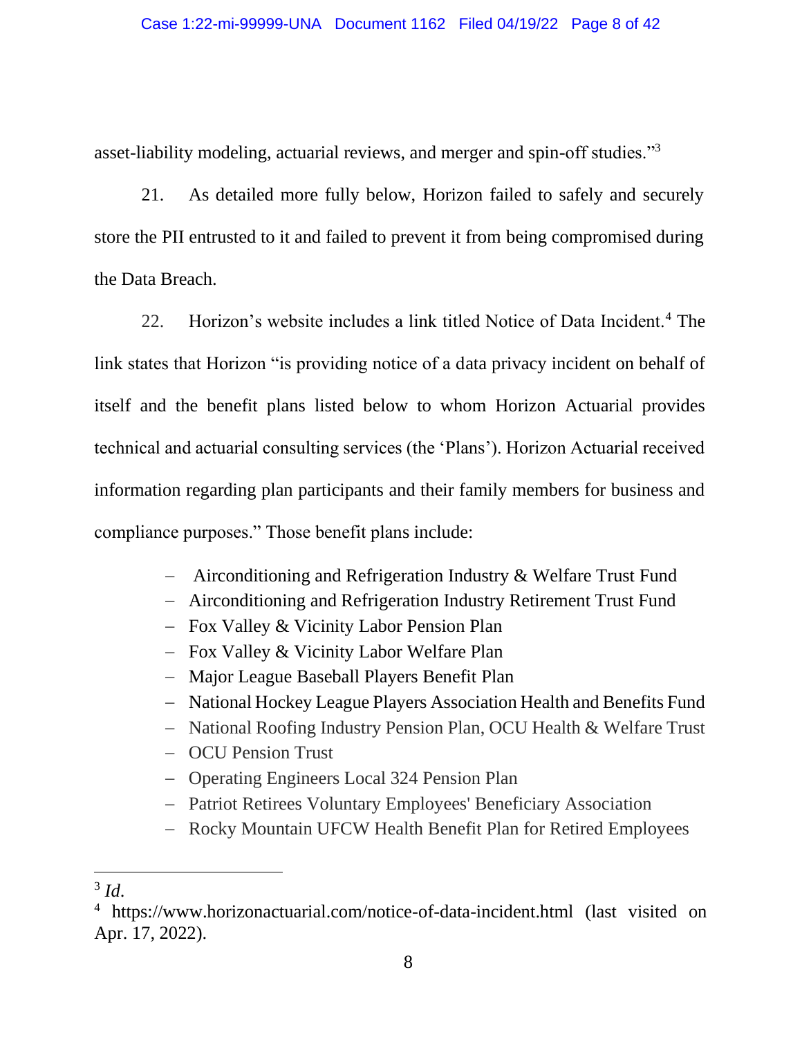asset-liability modeling, actuarial reviews, and merger and spin-off studies."[3]

21. As detailed more fully below, Horizon failed to safely and securely store the PII entrusted to it and failed to prevent it from being compromised during the Data Breach.

22. Horizon's website includes a link titled Notice of Data Incident.[4] The link states that Horizon "is providing notice of a data privacy incident on behalf of itself and the benefit plans listed below to whom Horizon Actuarial provides technical and actuarial consulting services (the 'Plans'). Horizon Actuarial received information regarding plan participants and their family members for business and compliance purposes." Those benefit plans include:

- Airconditioning and Refrigeration Industry & Welfare Trust Fund
- Airconditioning and Refrigeration Industry Retirement Trust Fund
- Fox Valley & Vicinity Labor Pension Plan
- Fox Valley & Vicinity Labor Welfare Plan
- Major League Baseball Players Benefit Plan
- National Hockey League Players Association Health and Benefits Fund
- National Roofing Industry Pension Plan, OCU Health & Welfare Trust
- OCU Pension Trust
- Operating Engineers Local 324 Pension Plan
- Patriot Retirees Voluntary Employees' Beneficiary Association
- Rocky Mountain UFCW Health Benefit Plan for Retired Employees

---

[3] *Id*.

[4] https://www.horizonactuarial.com/notice-of-data-incident.html (last visited on Apr. 17, 2022).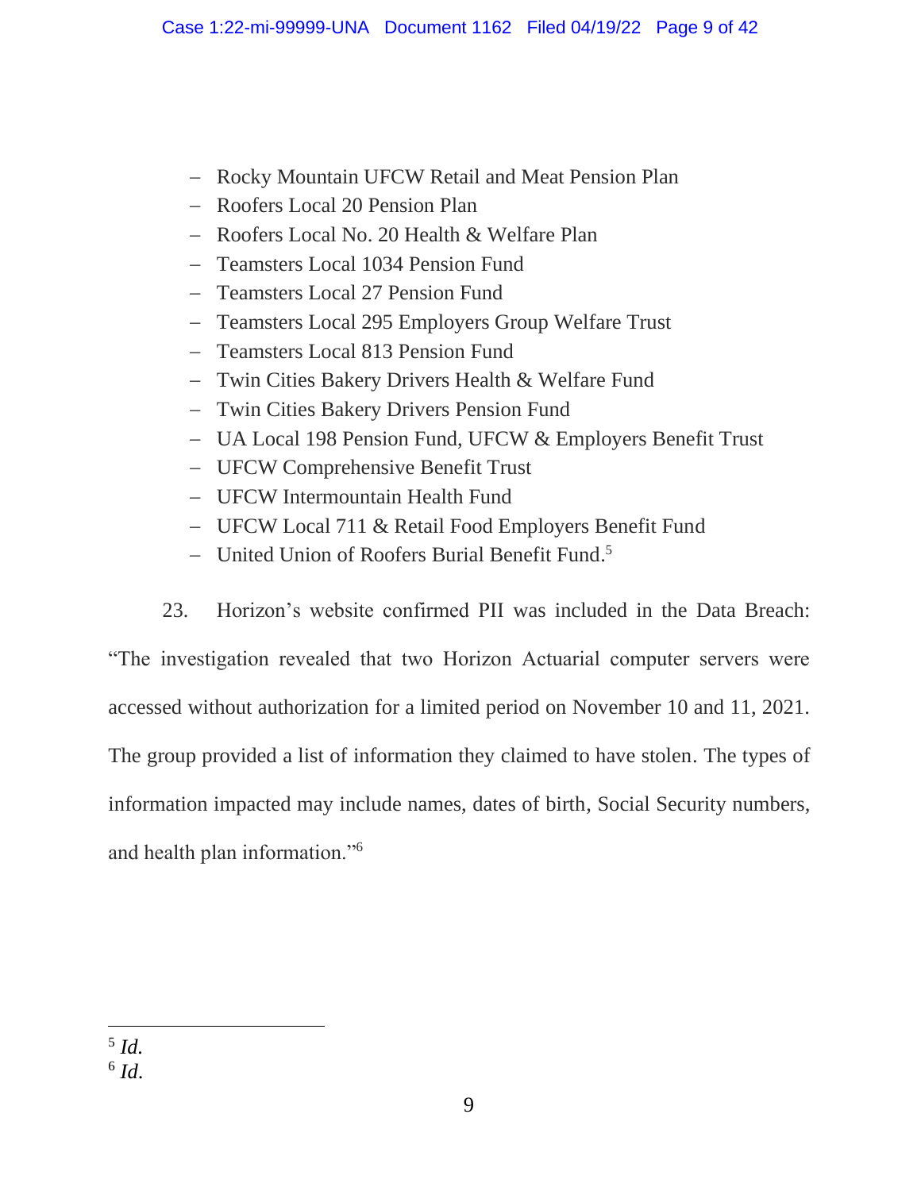- Rocky Mountain UFCW Retail and Meat Pension Plan
- Roofers Local 20 Pension Plan
- Roofers Local No. 20 Health & Welfare Plan
- Teamsters Local 1034 Pension Fund
- Teamsters Local 27 Pension Fund
- Teamsters Local 295 Employers Group Welfare Trust
- Teamsters Local 813 Pension Fund
- Twin Cities Bakery Drivers Health & Welfare Fund
- Twin Cities Bakery Drivers Pension Fund
- UA Local 198 Pension Fund, UFCW & Employers Benefit Trust
- UFCW Comprehensive Benefit Trust
- UFCW Intermountain Health Fund
- UFCW Local 711 & Retail Food Employers Benefit Fund
- United Union of Roofers Burial Benefit Fund.[5]

23. Horizon's website confirmed PII was included in the Data Breach: "The investigation revealed that two Horizon Actuarial computer servers were accessed without authorization for a limited period on November 10 and 11, 2021. The group provided a list of information they claimed to have stolen. The types of information impacted may include names, dates of birth, Social Security numbers, and health plan information."[6]

---

[5] *Id.*

[6] *Id.*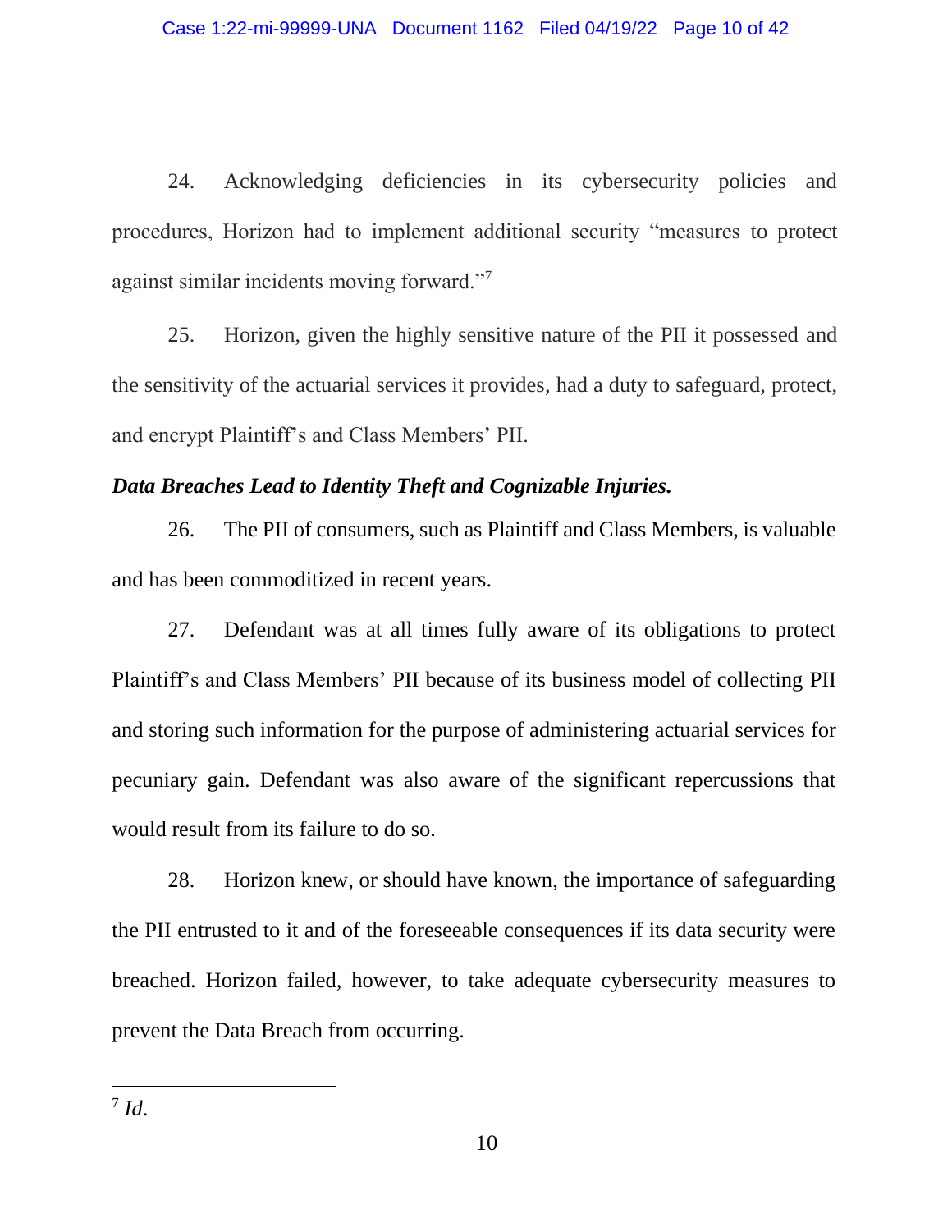24. Acknowledging deficiencies in its cybersecurity policies and procedures, Horizon had to implement additional security "measures to protect against similar incidents moving forward."[7]

25. Horizon, given the highly sensitive nature of the PII it possessed and the sensitivity of the actuarial services it provides, had a duty to safeguard, protect, and encrypt Plaintiff's and Class Members' PII.

***Data Breaches Lead to Identity Theft and Cognizable Injuries.***

26. The PII of consumers, such as Plaintiff and Class Members, is valuable and has been commoditized in recent years.

27. Defendant was at all times fully aware of its obligations to protect Plaintiff's and Class Members' PII because of its business model of collecting PII and storing such information for the purpose of administering actuarial services for pecuniary gain. Defendant was also aware of the significant repercussions that would result from its failure to do so.

28. Horizon knew, or should have known, the importance of safeguarding the PII entrusted to it and of the foreseeable consequences if its data security were breached. Horizon failed, however, to take adequate cybersecurity measures to prevent the Data Breach from occurring.

---

[7] *Id.*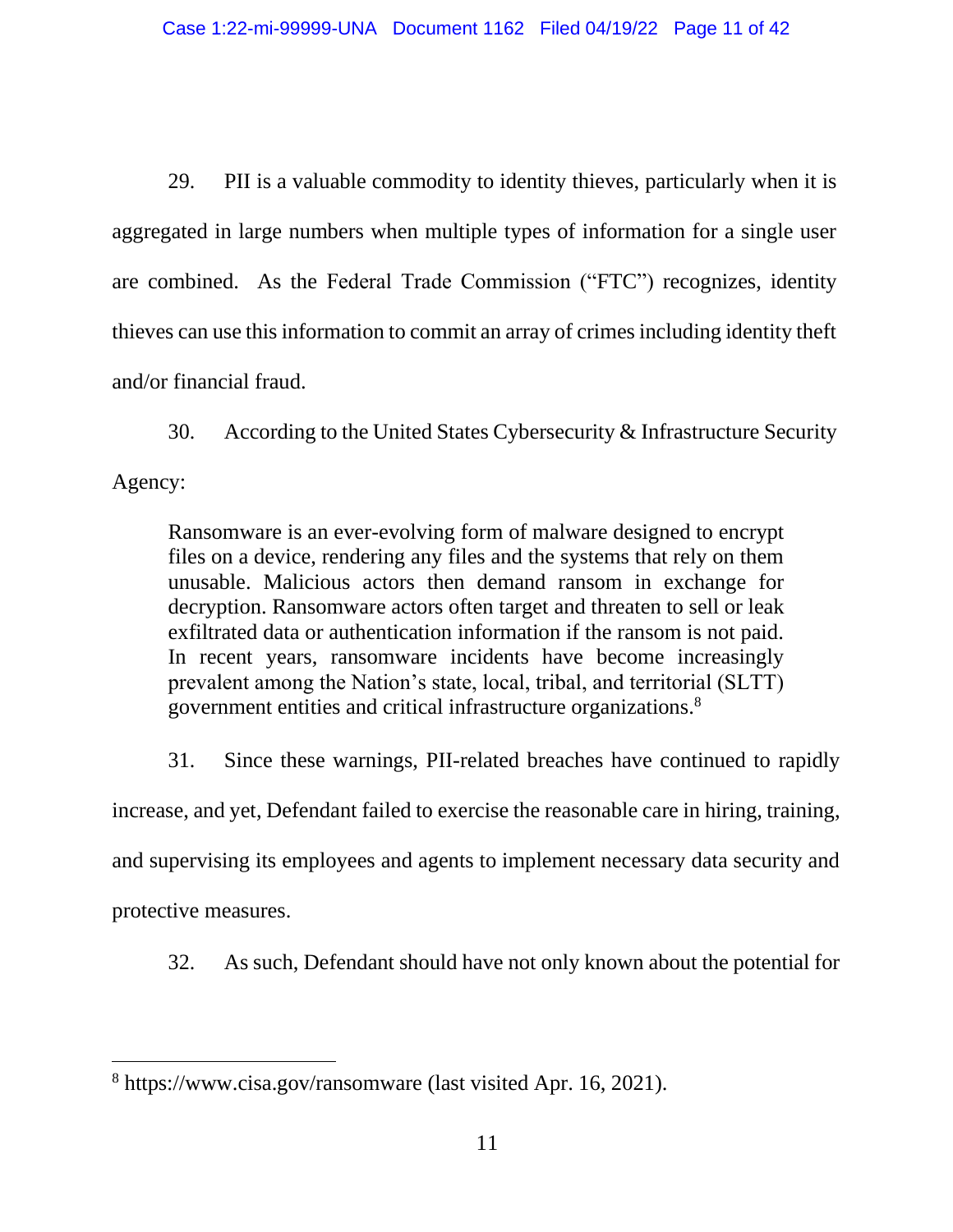29. PII is a valuable commodity to identity thieves, particularly when it is aggregated in large numbers when multiple types of information for a single user are combined. As the Federal Trade Commission ("FTC") recognizes, identity thieves can use this information to commit an array of crimes including identity theft and/or financial fraud.

30. According to the United States Cybersecurity & Infrastructure Security Agency:

> Ransomware is an ever-evolving form of malware designed to encrypt files on a device, rendering any files and the systems that rely on them unusable. Malicious actors then demand ransom in exchange for decryption. Ransomware actors often target and threaten to sell or leak exfiltrated data or authentication information if the ransom is not paid. In recent years, ransomware incidents have become increasingly prevalent among the Nation's state, local, tribal, and territorial (SLTT) government entities and critical infrastructure organizations.[8]

31. Since these warnings, PII-related breaches have continued to rapidly increase, and yet, Defendant failed to exercise the reasonable care in hiring, training, and supervising its employees and agents to implement necessary data security and protective measures.

32. As such, Defendant should have not only known about the potential for

---

[8] https://www.cisa.gov/ransomware (last visited Apr. 16, 2021).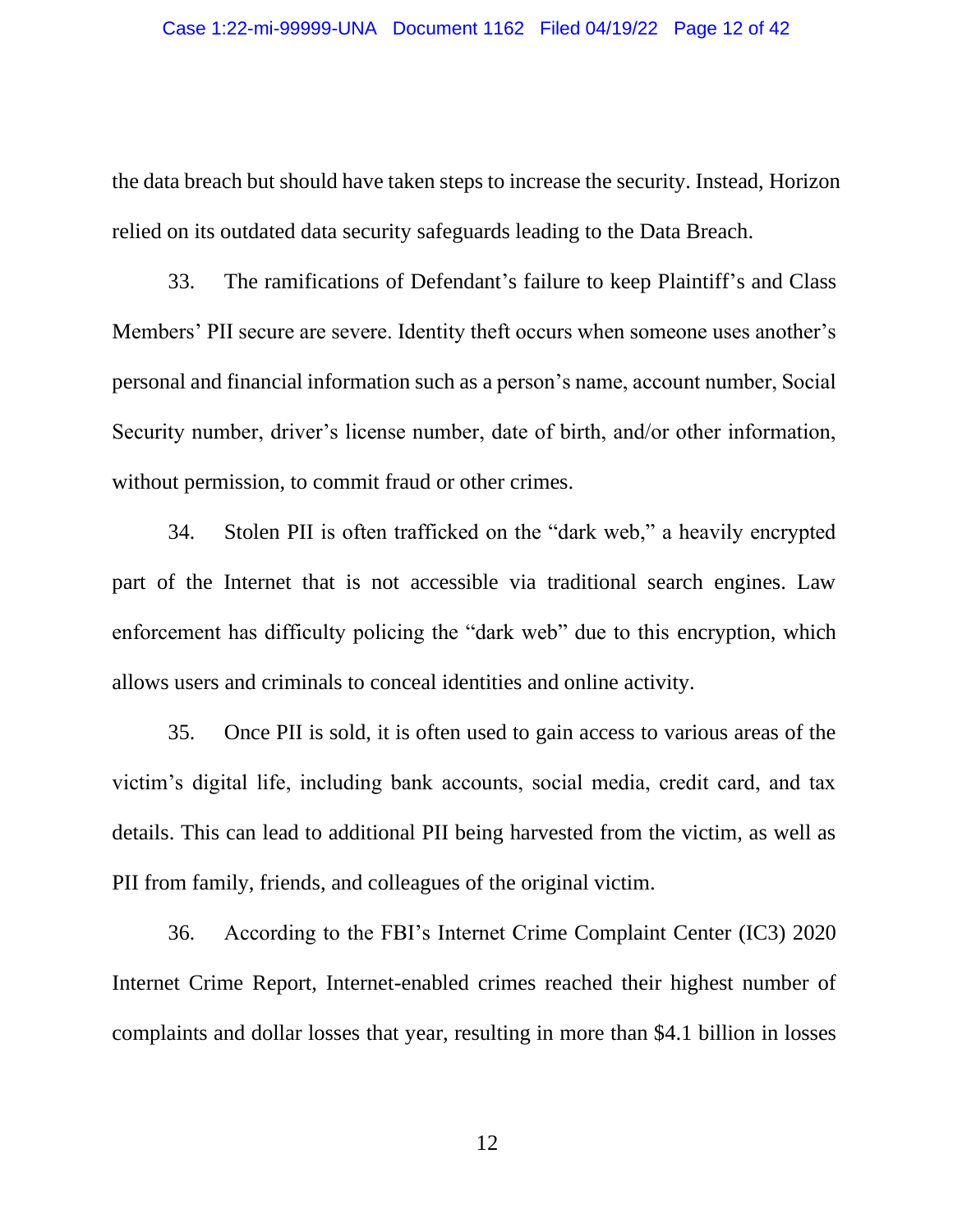the data breach but should have taken steps to increase the security. Instead, Horizon relied on its outdated data security safeguards leading to the Data Breach.

33. The ramifications of Defendant's failure to keep Plaintiff's and Class Members' PII secure are severe. Identity theft occurs when someone uses another's personal and financial information such as a person's name, account number, Social Security number, driver's license number, date of birth, and/or other information, without permission, to commit fraud or other crimes.

34. Stolen PII is often trafficked on the "dark web," a heavily encrypted part of the Internet that is not accessible via traditional search engines. Law enforcement has difficulty policing the "dark web" due to this encryption, which allows users and criminals to conceal identities and online activity.

35. Once PII is sold, it is often used to gain access to various areas of the victim's digital life, including bank accounts, social media, credit card, and tax details. This can lead to additional PII being harvested from the victim, as well as PII from family, friends, and colleagues of the original victim.

36. According to the FBI's Internet Crime Complaint Center (IC3) 2020 Internet Crime Report, Internet-enabled crimes reached their highest number of complaints and dollar losses that year, resulting in more than $4.1 billion in losses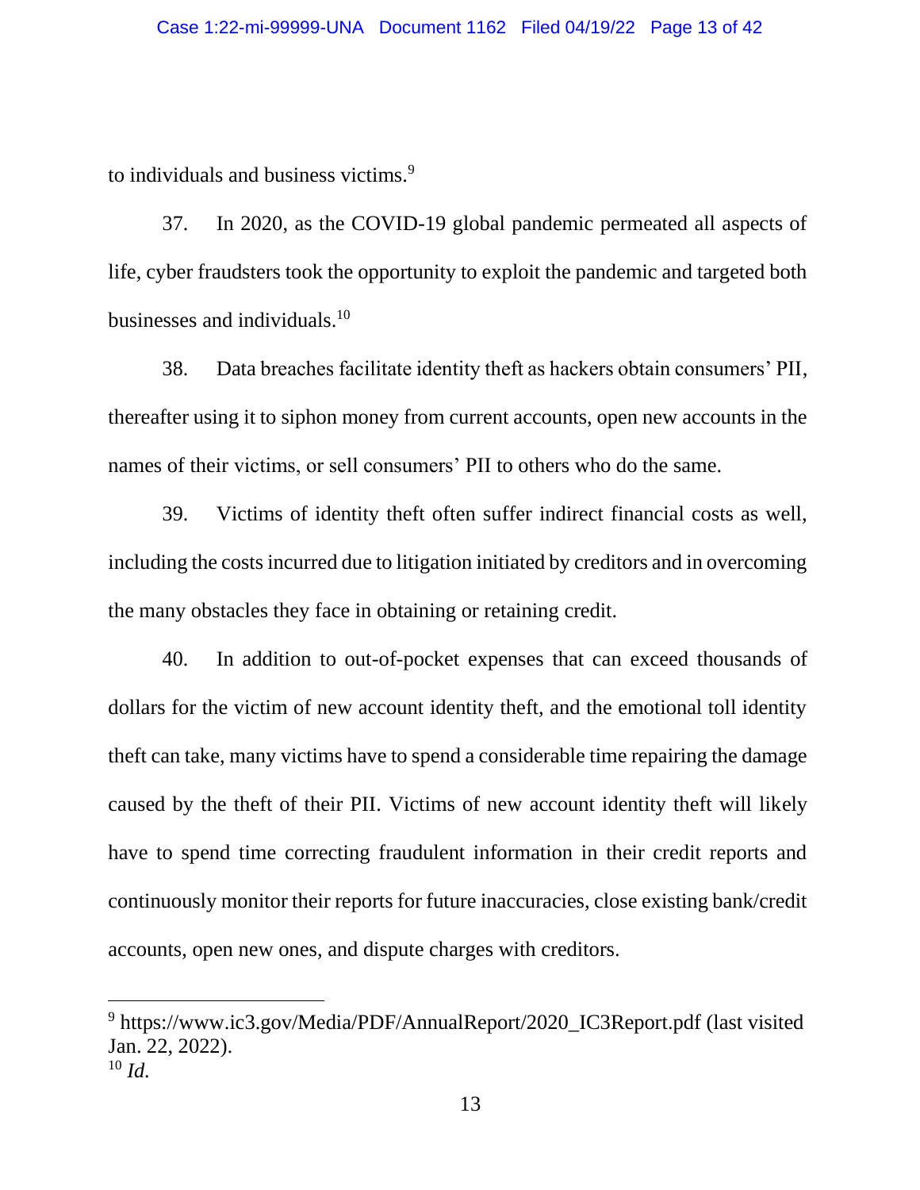to individuals and business victims.[9]

37. In 2020, as the COVID-19 global pandemic permeated all aspects of life, cyber fraudsters took the opportunity to exploit the pandemic and targeted both businesses and individuals.[10]

38. Data breaches facilitate identity theft as hackers obtain consumers' PII, thereafter using it to siphon money from current accounts, open new accounts in the names of their victims, or sell consumers' PII to others who do the same.

39. Victims of identity theft often suffer indirect financial costs as well, including the costs incurred due to litigation initiated by creditors and in overcoming the many obstacles they face in obtaining or retaining credit.

40. In addition to out-of-pocket expenses that can exceed thousands of dollars for the victim of new account identity theft, and the emotional toll identity theft can take, many victims have to spend a considerable time repairing the damage caused by the theft of their PII. Victims of new account identity theft will likely have to spend time correcting fraudulent information in their credit reports and continuously monitor their reports for future inaccuracies, close existing bank/credit accounts, open new ones, and dispute charges with creditors.

---

[9] https://www.ic3.gov/Media/PDF/AnnualReport/2020_IC3Report.pdf (last visited Jan. 22, 2022).

[10] *Id.*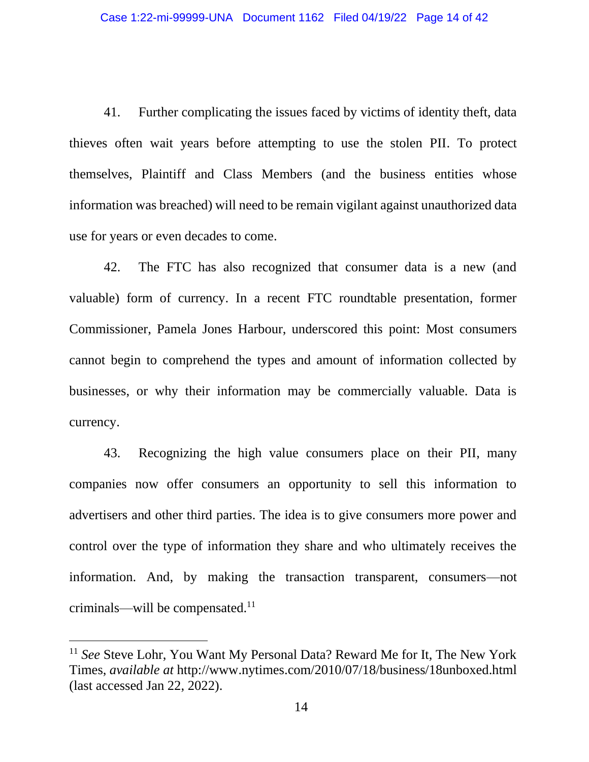41. Further complicating the issues faced by victims of identity theft, data thieves often wait years before attempting to use the stolen PII. To protect themselves, Plaintiff and Class Members (and the business entities whose information was breached) will need to be remain vigilant against unauthorized data use for years or even decades to come.

42. The FTC has also recognized that consumer data is a new (and valuable) form of currency. In a recent FTC roundtable presentation, former Commissioner, Pamela Jones Harbour, underscored this point: Most consumers cannot begin to comprehend the types and amount of information collected by businesses, or why their information may be commercially valuable. Data is currency.

43. Recognizing the high value consumers place on their PII, many companies now offer consumers an opportunity to sell this information to advertisers and other third parties. The idea is to give consumers more power and control over the type of information they share and who ultimately receives the information. And, by making the transaction transparent, consumers—not criminals—will be compensated.[11]

---

[11] *See* Steve Lohr, You Want My Personal Data? Reward Me for It, The New York Times, *available at* http://www.nytimes.com/2010/07/18/business/18unboxed.html (last accessed Jan 22, 2022).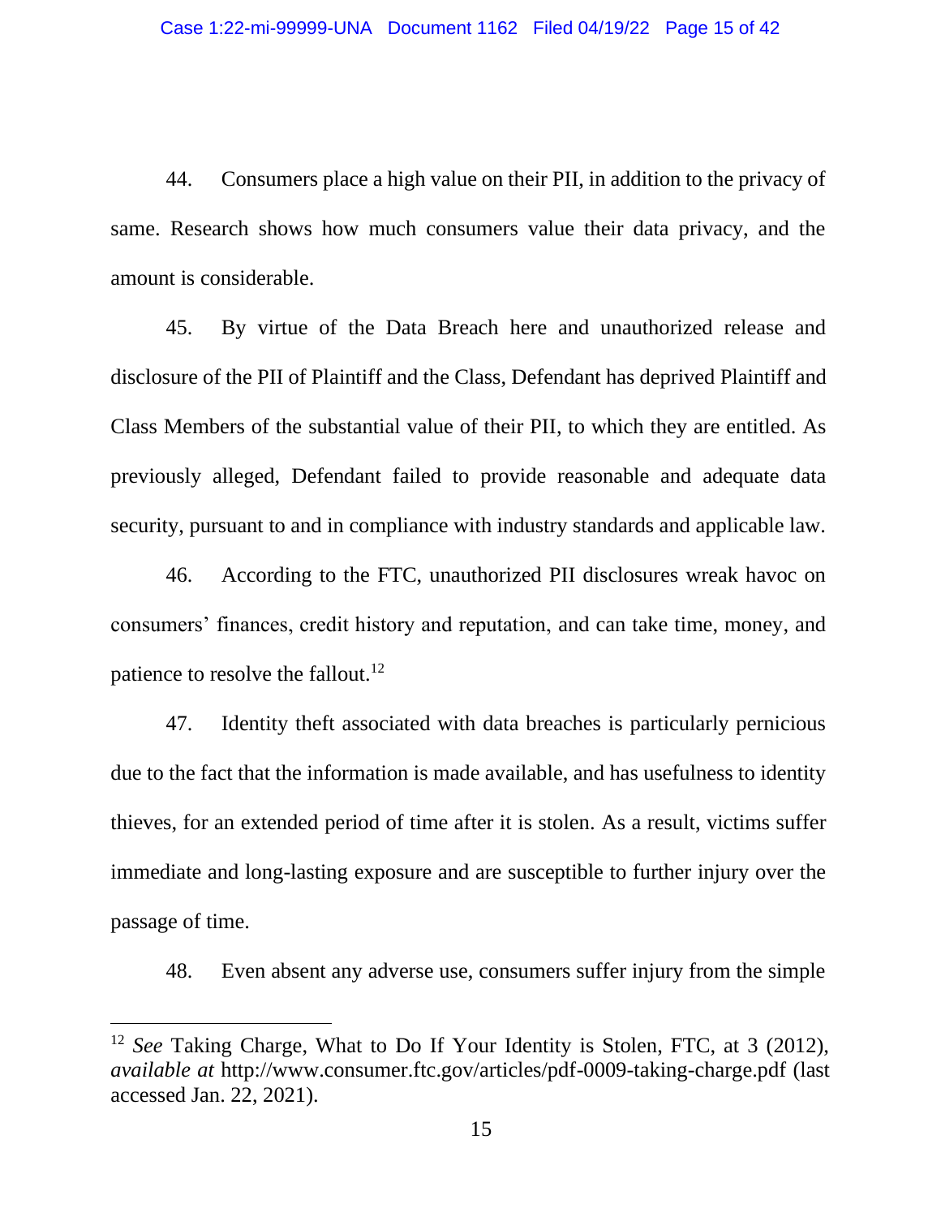44. Consumers place a high value on their PII, in addition to the privacy of same. Research shows how much consumers value their data privacy, and the amount is considerable.

45. By virtue of the Data Breach here and unauthorized release and disclosure of the PII of Plaintiff and the Class, Defendant has deprived Plaintiff and Class Members of the substantial value of their PII, to which they are entitled. As previously alleged, Defendant failed to provide reasonable and adequate data security, pursuant to and in compliance with industry standards and applicable law.

46. According to the FTC, unauthorized PII disclosures wreak havoc on consumers' finances, credit history and reputation, and can take time, money, and patience to resolve the fallout.[12]

47. Identity theft associated with data breaches is particularly pernicious due to the fact that the information is made available, and has usefulness to identity thieves, for an extended period of time after it is stolen. As a result, victims suffer immediate and long-lasting exposure and are susceptible to further injury over the passage of time.

48. Even absent any adverse use, consumers suffer injury from the simple

---

[12] *See* Taking Charge, What to Do If Your Identity is Stolen, FTC, at 3 (2012), *available at* http://www.consumer.ftc.gov/articles/pdf-0009-taking-charge.pdf (last accessed Jan. 22, 2021).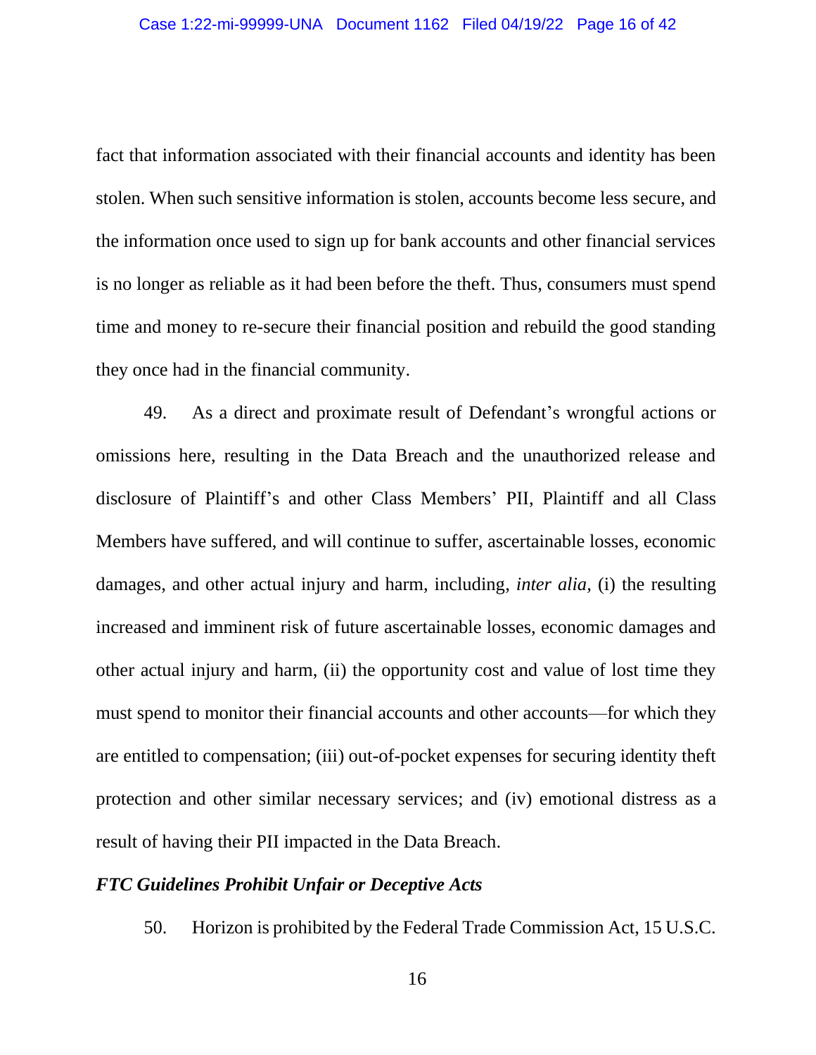fact that information associated with their financial accounts and identity has been stolen. When such sensitive information is stolen, accounts become less secure, and the information once used to sign up for bank accounts and other financial services is no longer as reliable as it had been before the theft. Thus, consumers must spend time and money to re-secure their financial position and rebuild the good standing they once had in the financial community.

49. As a direct and proximate result of Defendant's wrongful actions or omissions here, resulting in the Data Breach and the unauthorized release and disclosure of Plaintiff's and other Class Members' PII, Plaintiff and all Class Members have suffered, and will continue to suffer, ascertainable losses, economic damages, and other actual injury and harm, including, *inter alia,* (i) the resulting increased and imminent risk of future ascertainable losses, economic damages and other actual injury and harm, (ii) the opportunity cost and value of lost time they must spend to monitor their financial accounts and other accounts—for which they are entitled to compensation; (iii) out-of-pocket expenses for securing identity theft protection and other similar necessary services; and (iv) emotional distress as a result of having their PII impacted in the Data Breach.

***FTC Guidelines Prohibit Unfair or Deceptive Acts***

50. Horizon is prohibited by the Federal Trade Commission Act, 15 U.S.C.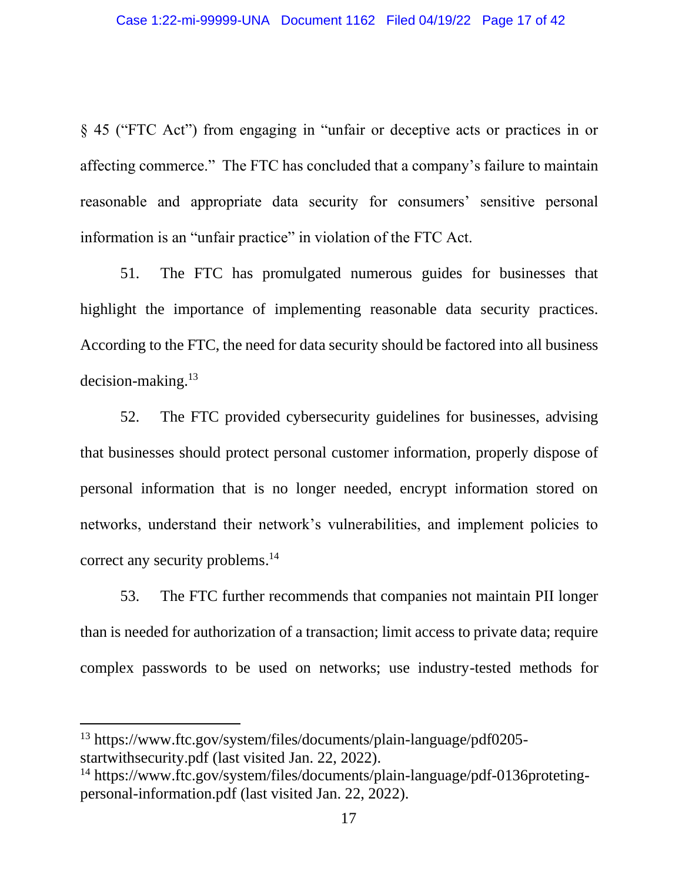§ 45 ("FTC Act") from engaging in "unfair or deceptive acts or practices in or affecting commerce." The FTC has concluded that a company's failure to maintain reasonable and appropriate data security for consumers' sensitive personal information is an "unfair practice" in violation of the FTC Act.

51. The FTC has promulgated numerous guides for businesses that highlight the importance of implementing reasonable data security practices. According to the FTC, the need for data security should be factored into all business decision-making.[13]

52. The FTC provided cybersecurity guidelines for businesses, advising that businesses should protect personal customer information, properly dispose of personal information that is no longer needed, encrypt information stored on networks, understand their network's vulnerabilities, and implement policies to correct any security problems.[14]

53. The FTC further recommends that companies not maintain PII longer than is needed for authorization of a transaction; limit access to private data; require complex passwords to be used on networks; use industry-tested methods for

---

[13] https://www.ftc.gov/system/files/documents/plain-language/pdf0205-startwithsecurity.pdf (last visited Jan. 22, 2022).

[14] https://www.ftc.gov/system/files/documents/plain-language/pdf-0136proteting-personal-information.pdf (last visited Jan. 22, 2022).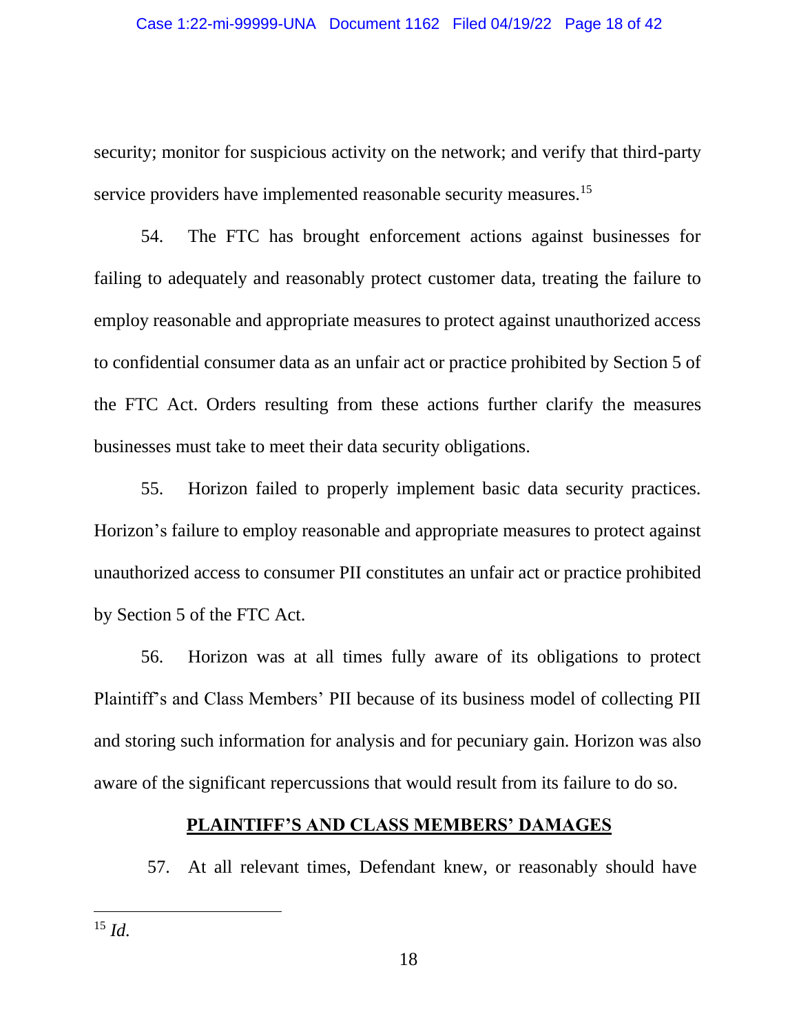security; monitor for suspicious activity on the network; and verify that third-party service providers have implemented reasonable security measures.[15]

54. The FTC has brought enforcement actions against businesses for failing to adequately and reasonably protect customer data, treating the failure to employ reasonable and appropriate measures to protect against unauthorized access to confidential consumer data as an unfair act or practice prohibited by Section 5 of the FTC Act. Orders resulting from these actions further clarify the measures businesses must take to meet their data security obligations.

55. Horizon failed to properly implement basic data security practices. Horizon's failure to employ reasonable and appropriate measures to protect against unauthorized access to consumer PII constitutes an unfair act or practice prohibited by Section 5 of the FTC Act.

56. Horizon was at all times fully aware of its obligations to protect Plaintiff's and Class Members' PII because of its business model of collecting PII and storing such information for analysis and for pecuniary gain. Horizon was also aware of the significant repercussions that would result from its failure to do so.

## PLAINTIFF'S AND CLASS MEMBERS' DAMAGES

57. At all relevant times, Defendant knew, or reasonably should have

---

[15] *Id.*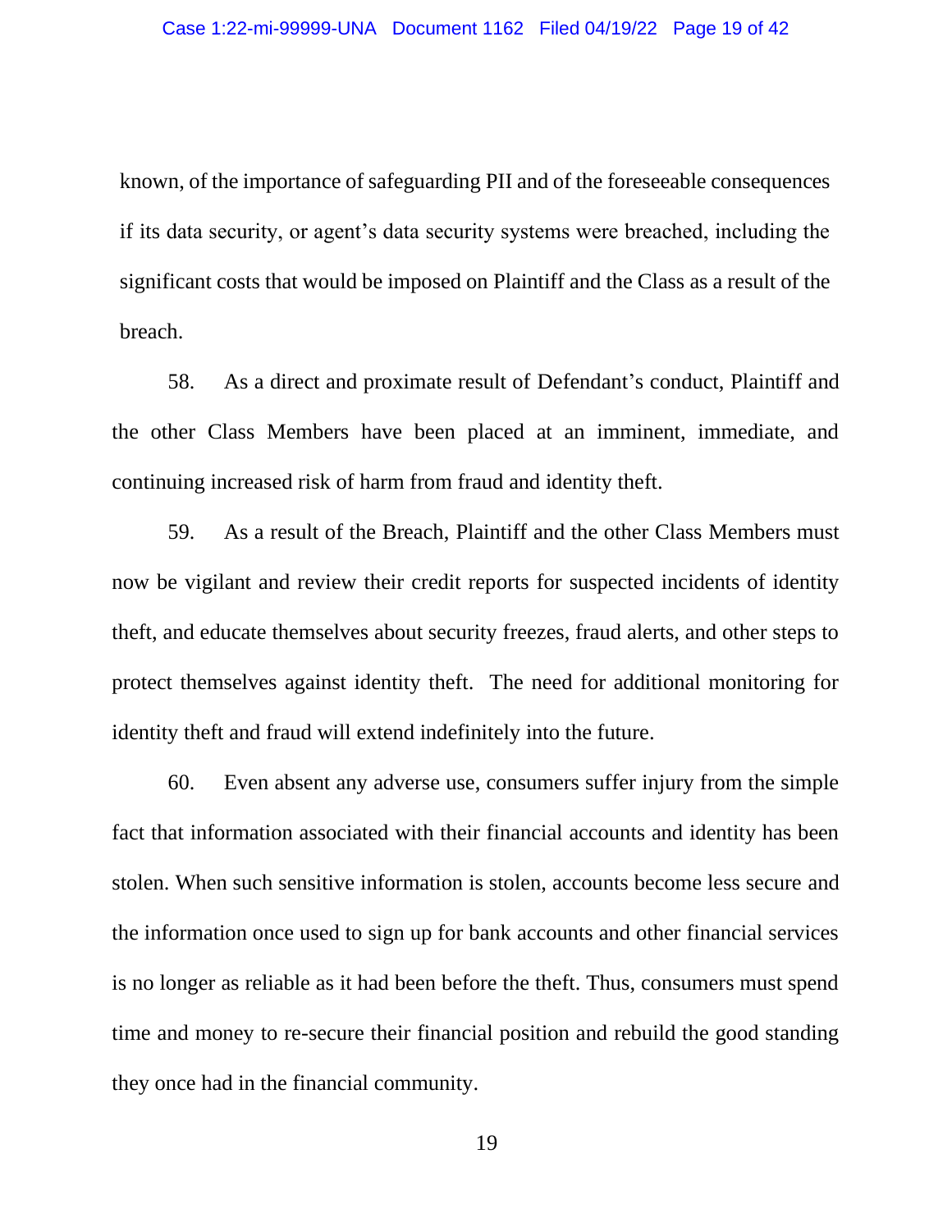known, of the importance of safeguarding PII and of the foreseeable consequences if its data security, or agent's data security systems were breached, including the significant costs that would be imposed on Plaintiff and the Class as a result of the breach.

58. As a direct and proximate result of Defendant's conduct, Plaintiff and the other Class Members have been placed at an imminent, immediate, and continuing increased risk of harm from fraud and identity theft.

59. As a result of the Breach, Plaintiff and the other Class Members must now be vigilant and review their credit reports for suspected incidents of identity theft, and educate themselves about security freezes, fraud alerts, and other steps to protect themselves against identity theft. The need for additional monitoring for identity theft and fraud will extend indefinitely into the future.

60. Even absent any adverse use, consumers suffer injury from the simple fact that information associated with their financial accounts and identity has been stolen. When such sensitive information is stolen, accounts become less secure and the information once used to sign up for bank accounts and other financial services is no longer as reliable as it had been before the theft. Thus, consumers must spend time and money to re-secure their financial position and rebuild the good standing they once had in the financial community.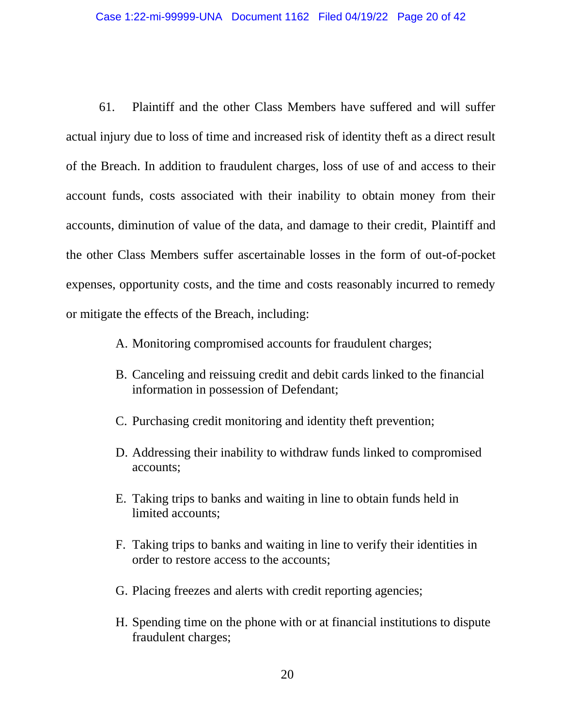61. Plaintiff and the other Class Members have suffered and will suffer actual injury due to loss of time and increased risk of identity theft as a direct result of the Breach. In addition to fraudulent charges, loss of use of and access to their account funds, costs associated with their inability to obtain money from their accounts, diminution of value of the data, and damage to their credit, Plaintiff and the other Class Members suffer ascertainable losses in the form of out-of-pocket expenses, opportunity costs, and the time and costs reasonably incurred to remedy or mitigate the effects of the Breach, including:

A. Monitoring compromised accounts for fraudulent charges;

B. Canceling and reissuing credit and debit cards linked to the financial information in possession of Defendant;

C. Purchasing credit monitoring and identity theft prevention;

D. Addressing their inability to withdraw funds linked to compromised accounts;

E. Taking trips to banks and waiting in line to obtain funds held in limited accounts;

F. Taking trips to banks and waiting in line to verify their identities in order to restore access to the accounts;

G. Placing freezes and alerts with credit reporting agencies;

H. Spending time on the phone with or at financial institutions to dispute fraudulent charges;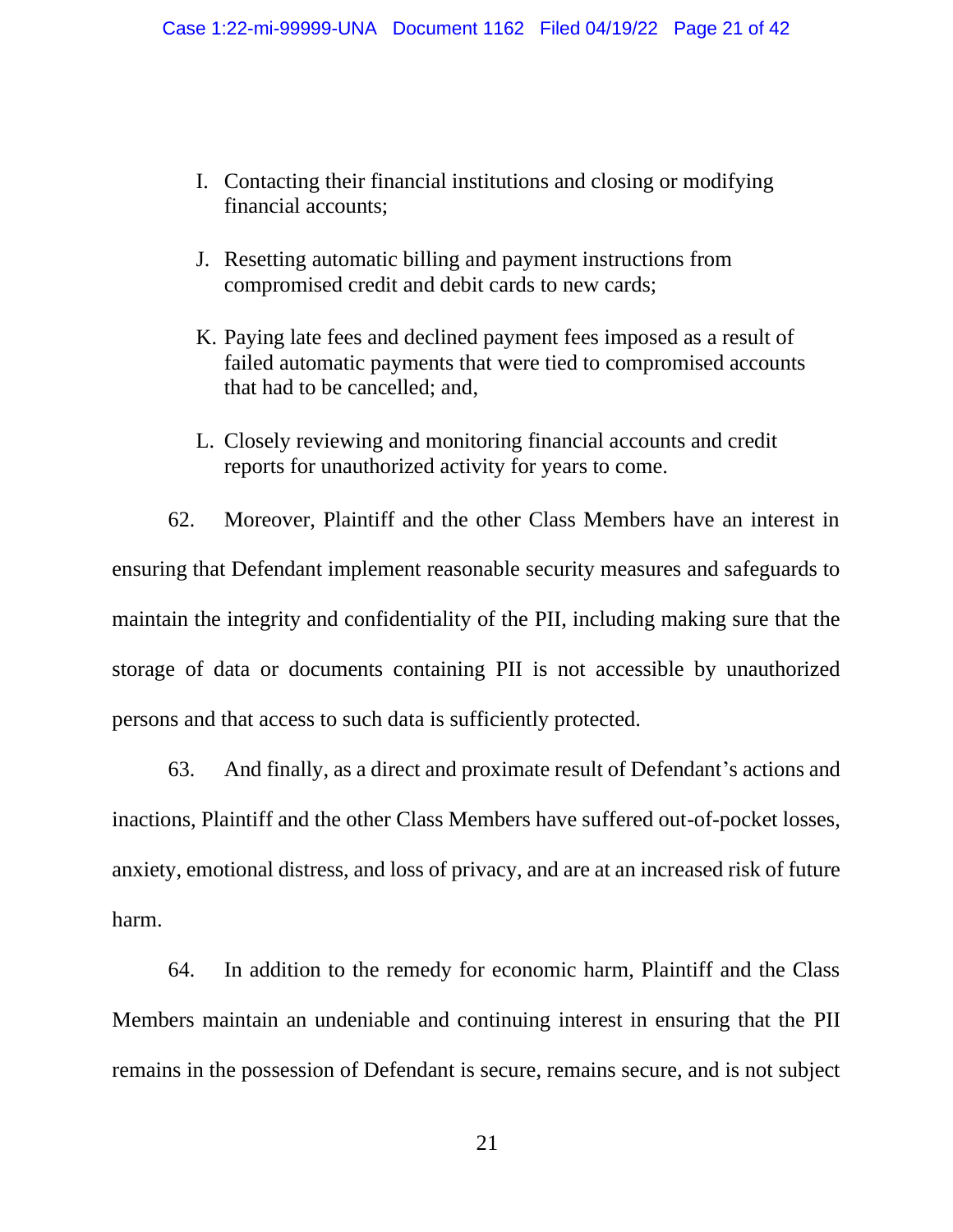I. Contacting their financial institutions and closing or modifying financial accounts;

J. Resetting automatic billing and payment instructions from compromised credit and debit cards to new cards;

K. Paying late fees and declined payment fees imposed as a result of failed automatic payments that were tied to compromised accounts that had to be cancelled; and,

L. Closely reviewing and monitoring financial accounts and credit reports for unauthorized activity for years to come.

62. Moreover, Plaintiff and the other Class Members have an interest in ensuring that Defendant implement reasonable security measures and safeguards to maintain the integrity and confidentiality of the PII, including making sure that the storage of data or documents containing PII is not accessible by unauthorized persons and that access to such data is sufficiently protected.

63. And finally, as a direct and proximate result of Defendant's actions and inactions, Plaintiff and the other Class Members have suffered out-of-pocket losses, anxiety, emotional distress, and loss of privacy, and are at an increased risk of future harm.

64. In addition to the remedy for economic harm, Plaintiff and the Class Members maintain an undeniable and continuing interest in ensuring that the PII remains in the possession of Defendant is secure, remains secure, and is not subject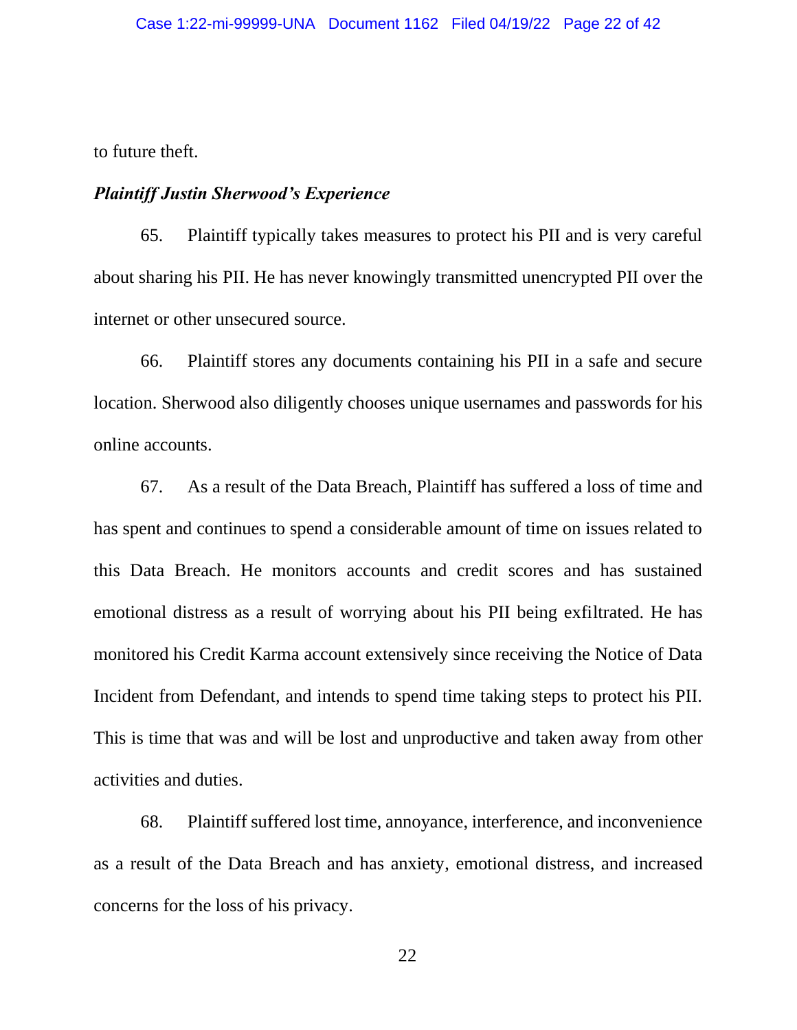to future theft.

***Plaintiff Justin Sherwood's Experience***

65. Plaintiff typically takes measures to protect his PII and is very careful about sharing his PII. He has never knowingly transmitted unencrypted PII over the internet or other unsecured source.

66. Plaintiff stores any documents containing his PII in a safe and secure location. Sherwood also diligently chooses unique usernames and passwords for his online accounts.

67. As a result of the Data Breach, Plaintiff has suffered a loss of time and has spent and continues to spend a considerable amount of time on issues related to this Data Breach. He monitors accounts and credit scores and has sustained emotional distress as a result of worrying about his PII being exfiltrated. He has monitored his Credit Karma account extensively since receiving the Notice of Data Incident from Defendant, and intends to spend time taking steps to protect his PII. This is time that was and will be lost and unproductive and taken away from other activities and duties.

68. Plaintiff suffered lost time, annoyance, interference, and inconvenience as a result of the Data Breach and has anxiety, emotional distress, and increased concerns for the loss of his privacy.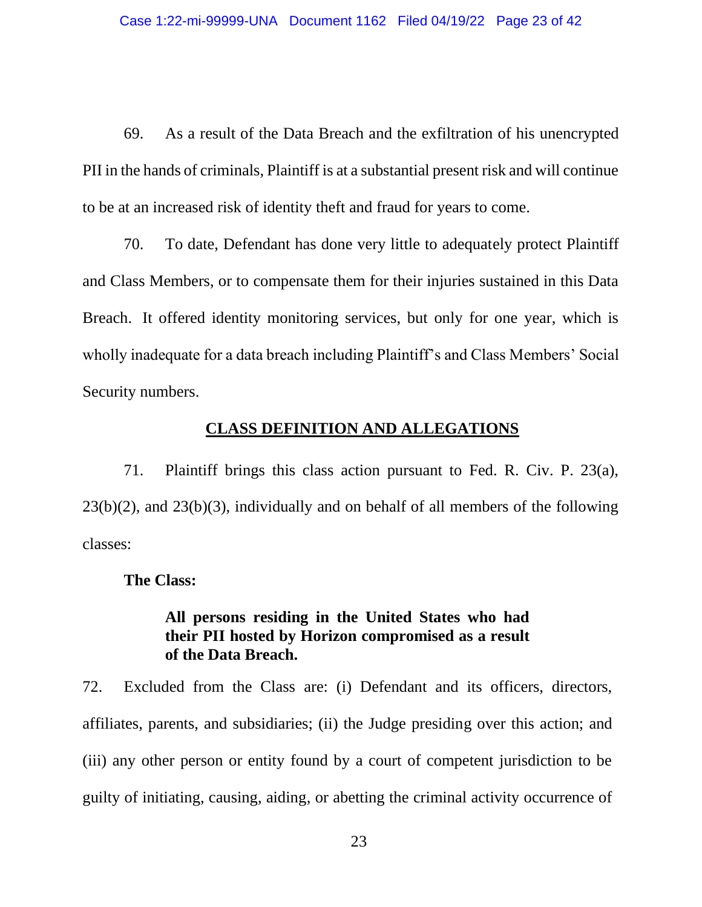69. As a result of the Data Breach and the exfiltration of his unencrypted PII in the hands of criminals, Plaintiff is at a substantial present risk and will continue to be at an increased risk of identity theft and fraud for years to come.

70. To date, Defendant has done very little to adequately protect Plaintiff and Class Members, or to compensate them for their injuries sustained in this Data Breach. It offered identity monitoring services, but only for one year, which is wholly inadequate for a data breach including Plaintiff's and Class Members' Social Security numbers.

## CLASS DEFINITION AND ALLEGATIONS

71. Plaintiff brings this class action pursuant to Fed. R. Civ. P. 23(a), 23(b)(2), and 23(b)(3), individually and on behalf of all members of the following classes:

**The Class:**

> **All persons residing in the United States who had their PII hosted by Horizon compromised as a result of the Data Breach.**

72. Excluded from the Class are: (i) Defendant and its officers, directors, affiliates, parents, and subsidiaries; (ii) the Judge presiding over this action; and (iii) any other person or entity found by a court of competent jurisdiction to be guilty of initiating, causing, aiding, or abetting the criminal activity occurrence of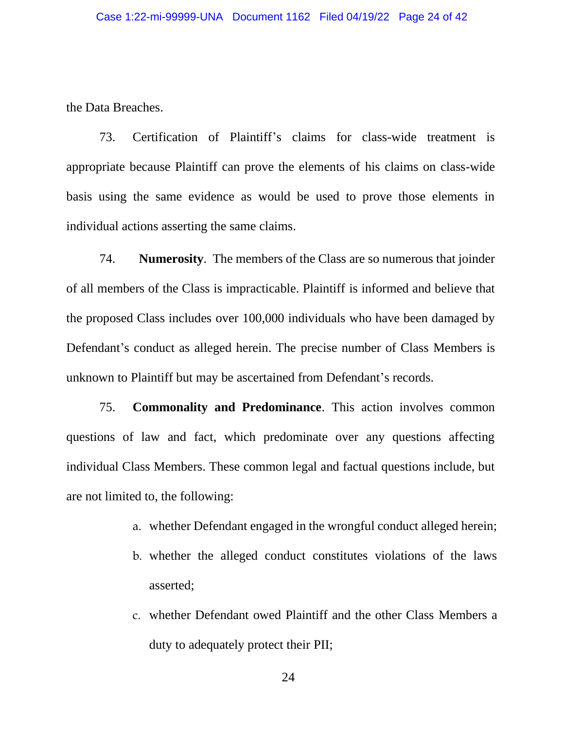the Data Breaches.

73. Certification of Plaintiff's claims for class-wide treatment is appropriate because Plaintiff can prove the elements of his claims on class-wide basis using the same evidence as would be used to prove those elements in individual actions asserting the same claims.

74. **Numerosity**. The members of the Class are so numerous that joinder of all members of the Class is impracticable. Plaintiff is informed and believe that the proposed Class includes over 100,000 individuals who have been damaged by Defendant's conduct as alleged herein. The precise number of Class Members is unknown to Plaintiff but may be ascertained from Defendant's records.

75. **Commonality and Predominance**. This action involves common questions of law and fact, which predominate over any questions affecting individual Class Members. These common legal and factual questions include, but are not limited to, the following:

a. whether Defendant engaged in the wrongful conduct alleged herein;

b. whether the alleged conduct constitutes violations of the laws asserted;

c. whether Defendant owed Plaintiff and the other Class Members a duty to adequately protect their PII;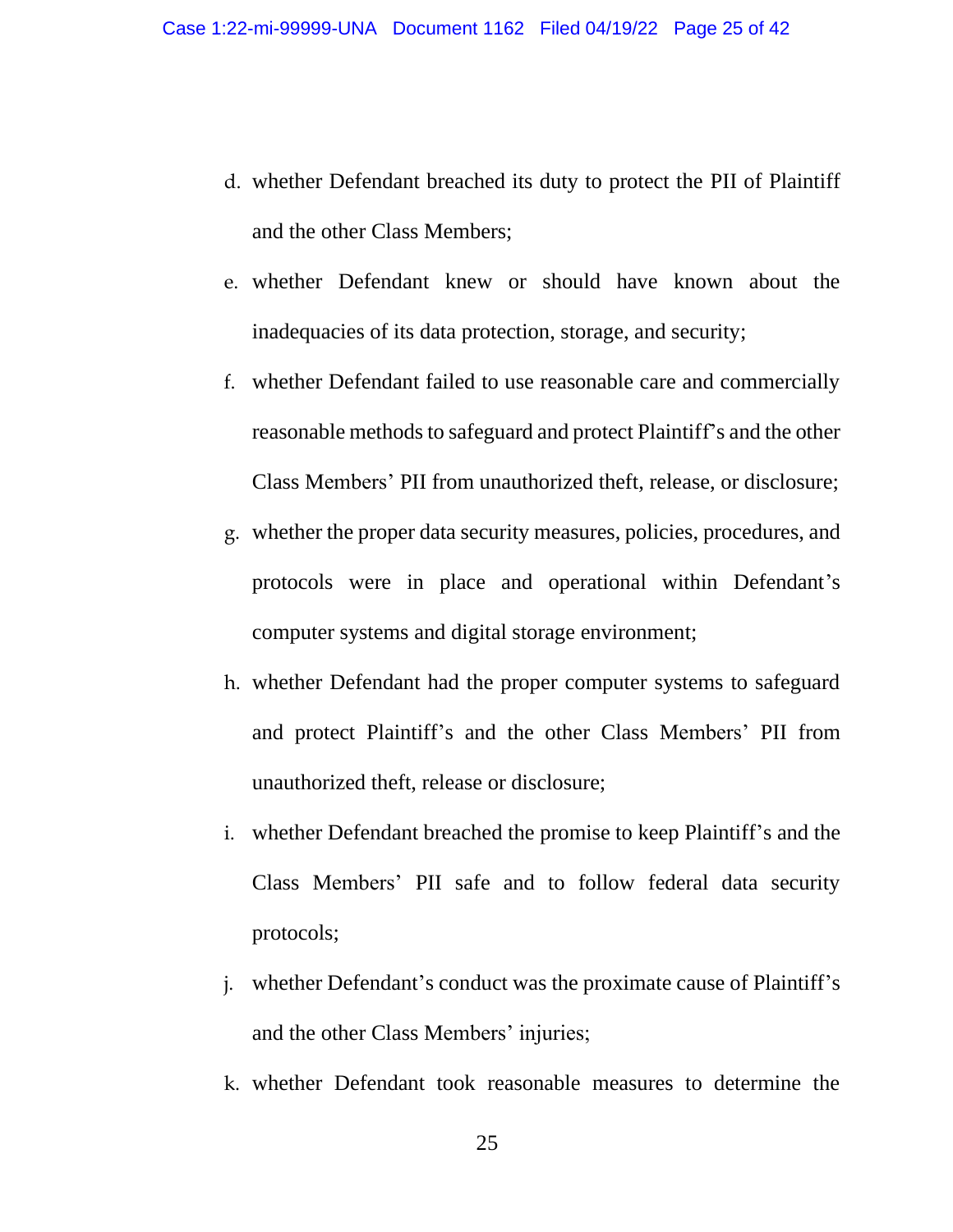d. whether Defendant breached its duty to protect the PII of Plaintiff and the other Class Members;

e. whether Defendant knew or should have known about the inadequacies of its data protection, storage, and security;

f. whether Defendant failed to use reasonable care and commercially reasonable methods to safeguard and protect Plaintiff's and the other Class Members' PII from unauthorized theft, release, or disclosure;

g. whether the proper data security measures, policies, procedures, and protocols were in place and operational within Defendant's computer systems and digital storage environment;

h. whether Defendant had the proper computer systems to safeguard and protect Plaintiff's and the other Class Members' PII from unauthorized theft, release or disclosure;

i. whether Defendant breached the promise to keep Plaintiff's and the Class Members' PII safe and to follow federal data security protocols;

j. whether Defendant's conduct was the proximate cause of Plaintiff's and the other Class Members' injuries;

k. whether Defendant took reasonable measures to determine the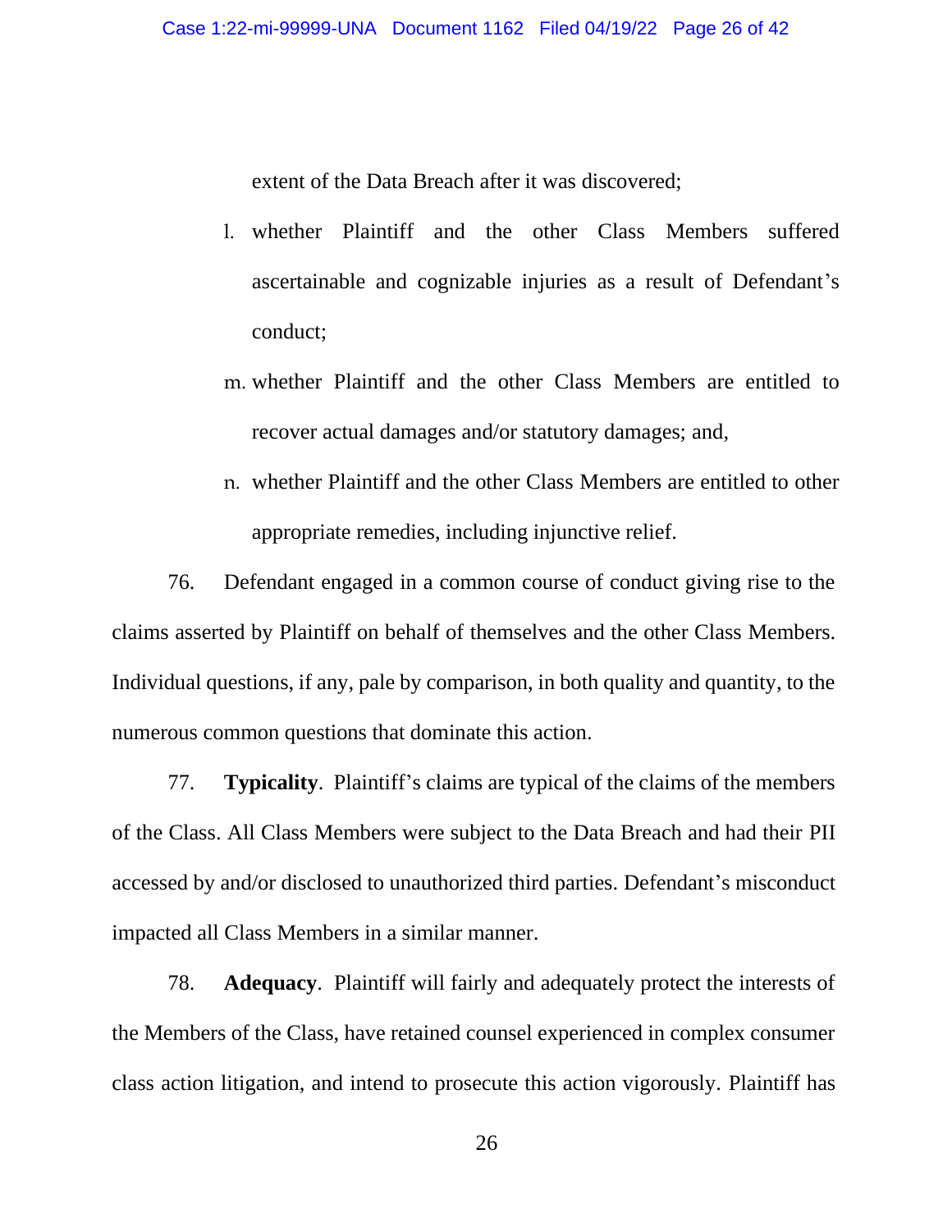extent of the Data Breach after it was discovered;

l. whether Plaintiff and the other Class Members suffered ascertainable and cognizable injuries as a result of Defendant's conduct;

m. whether Plaintiff and the other Class Members are entitled to recover actual damages and/or statutory damages; and,

n. whether Plaintiff and the other Class Members are entitled to other appropriate remedies, including injunctive relief.

76. Defendant engaged in a common course of conduct giving rise to the claims asserted by Plaintiff on behalf of themselves and the other Class Members. Individual questions, if any, pale by comparison, in both quality and quantity, to the numerous common questions that dominate this action.

77. **Typicality**. Plaintiff's claims are typical of the claims of the members of the Class. All Class Members were subject to the Data Breach and had their PII accessed by and/or disclosed to unauthorized third parties. Defendant's misconduct impacted all Class Members in a similar manner.

78. **Adequacy**. Plaintiff will fairly and adequately protect the interests of the Members of the Class, have retained counsel experienced in complex consumer class action litigation, and intend to prosecute this action vigorously. Plaintiff has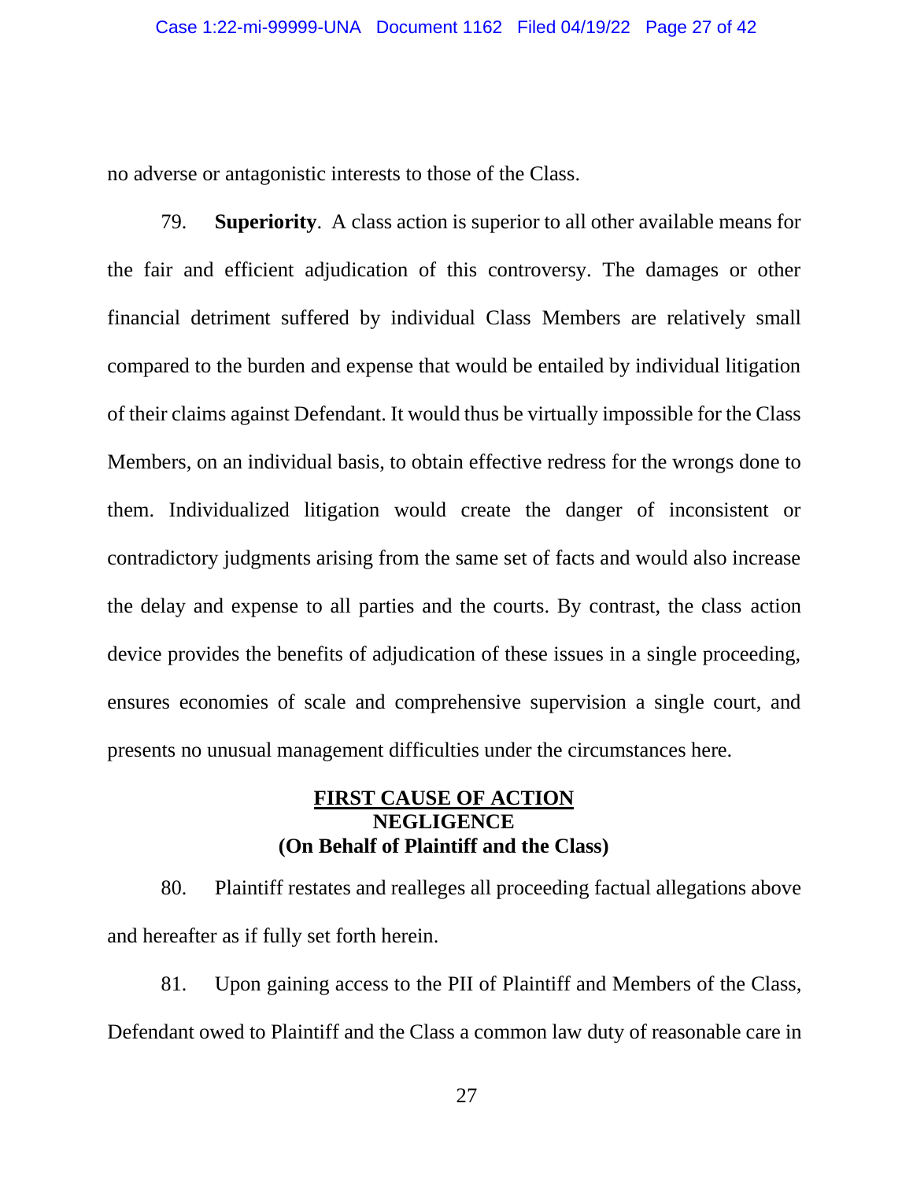no adverse or antagonistic interests to those of the Class.

79. **Superiority**. A class action is superior to all other available means for the fair and efficient adjudication of this controversy. The damages or other financial detriment suffered by individual Class Members are relatively small compared to the burden and expense that would be entailed by individual litigation of their claims against Defendant. It would thus be virtually impossible for the Class Members, on an individual basis, to obtain effective redress for the wrongs done to them. Individualized litigation would create the danger of inconsistent or contradictory judgments arising from the same set of facts and would also increase the delay and expense to all parties and the courts. By contrast, the class action device provides the benefits of adjudication of these issues in a single proceeding, ensures economies of scale and comprehensive supervision a single court, and presents no unusual management difficulties under the circumstances here.

## FIRST CAUSE OF ACTION
## NEGLIGENCE
## (On Behalf of Plaintiff and the Class)

80. Plaintiff restates and realleges all proceeding factual allegations above and hereafter as if fully set forth herein.

81. Upon gaining access to the PII of Plaintiff and Members of the Class, Defendant owed to Plaintiff and the Class a common law duty of reasonable care in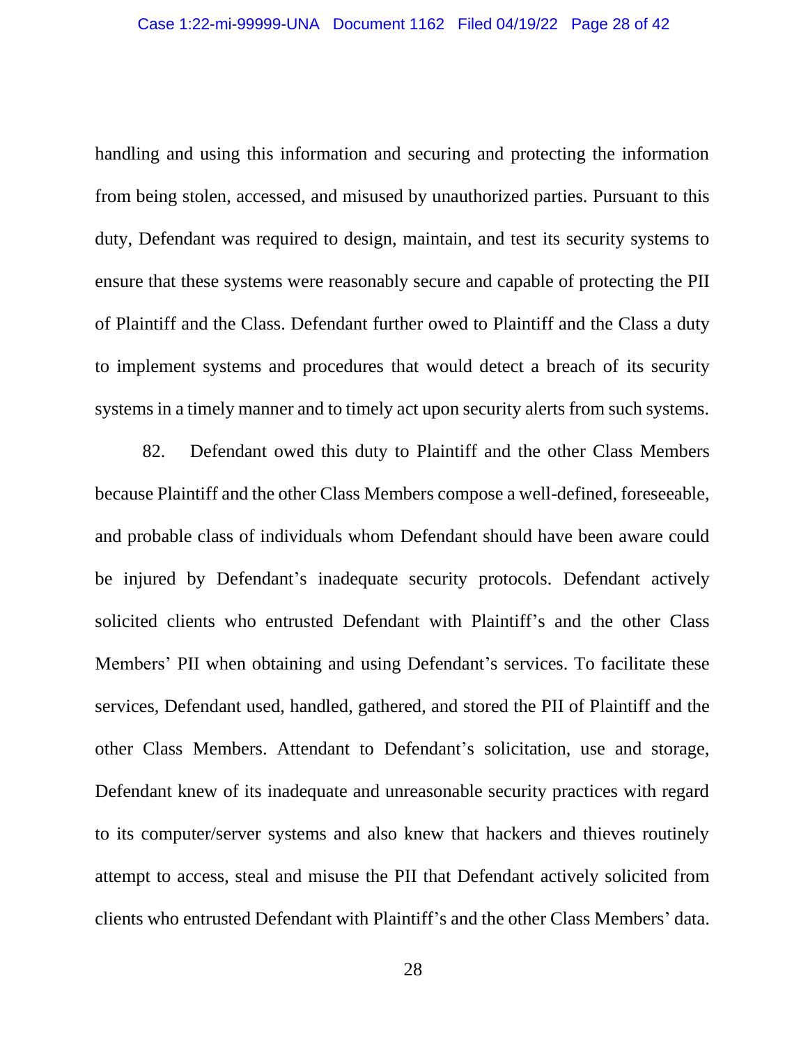handling and using this information and securing and protecting the information from being stolen, accessed, and misused by unauthorized parties. Pursuant to this duty, Defendant was required to design, maintain, and test its security systems to ensure that these systems were reasonably secure and capable of protecting the PII of Plaintiff and the Class. Defendant further owed to Plaintiff and the Class a duty to implement systems and procedures that would detect a breach of its security systems in a timely manner and to timely act upon security alerts from such systems.

82. Defendant owed this duty to Plaintiff and the other Class Members because Plaintiff and the other Class Members compose a well-defined, foreseeable, and probable class of individuals whom Defendant should have been aware could be injured by Defendant's inadequate security protocols. Defendant actively solicited clients who entrusted Defendant with Plaintiff's and the other Class Members' PII when obtaining and using Defendant's services. To facilitate these services, Defendant used, handled, gathered, and stored the PII of Plaintiff and the other Class Members. Attendant to Defendant's solicitation, use and storage, Defendant knew of its inadequate and unreasonable security practices with regard to its computer/server systems and also knew that hackers and thieves routinely attempt to access, steal and misuse the PII that Defendant actively solicited from clients who entrusted Defendant with Plaintiff's and the other Class Members' data.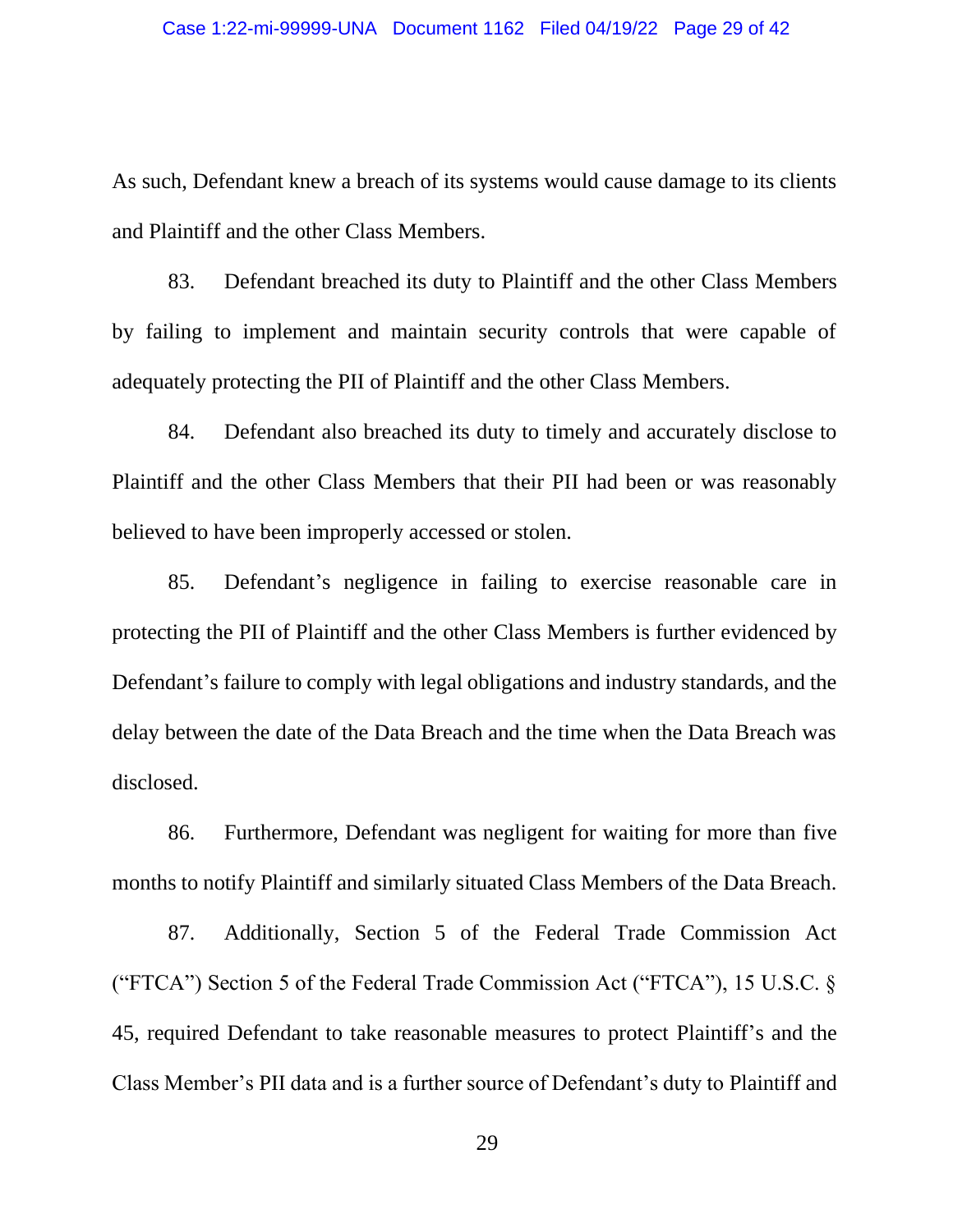As such, Defendant knew a breach of its systems would cause damage to its clients and Plaintiff and the other Class Members.

83. Defendant breached its duty to Plaintiff and the other Class Members by failing to implement and maintain security controls that were capable of adequately protecting the PII of Plaintiff and the other Class Members.

84. Defendant also breached its duty to timely and accurately disclose to Plaintiff and the other Class Members that their PII had been or was reasonably believed to have been improperly accessed or stolen.

85. Defendant's negligence in failing to exercise reasonable care in protecting the PII of Plaintiff and the other Class Members is further evidenced by Defendant's failure to comply with legal obligations and industry standards, and the delay between the date of the Data Breach and the time when the Data Breach was disclosed.

86. Furthermore, Defendant was negligent for waiting for more than five months to notify Plaintiff and similarly situated Class Members of the Data Breach.

87. Additionally, Section 5 of the Federal Trade Commission Act ("FTCA") Section 5 of the Federal Trade Commission Act ("FTCA"), 15 U.S.C. § 45, required Defendant to take reasonable measures to protect Plaintiff's and the Class Member's PII data and is a further source of Defendant's duty to Plaintiff and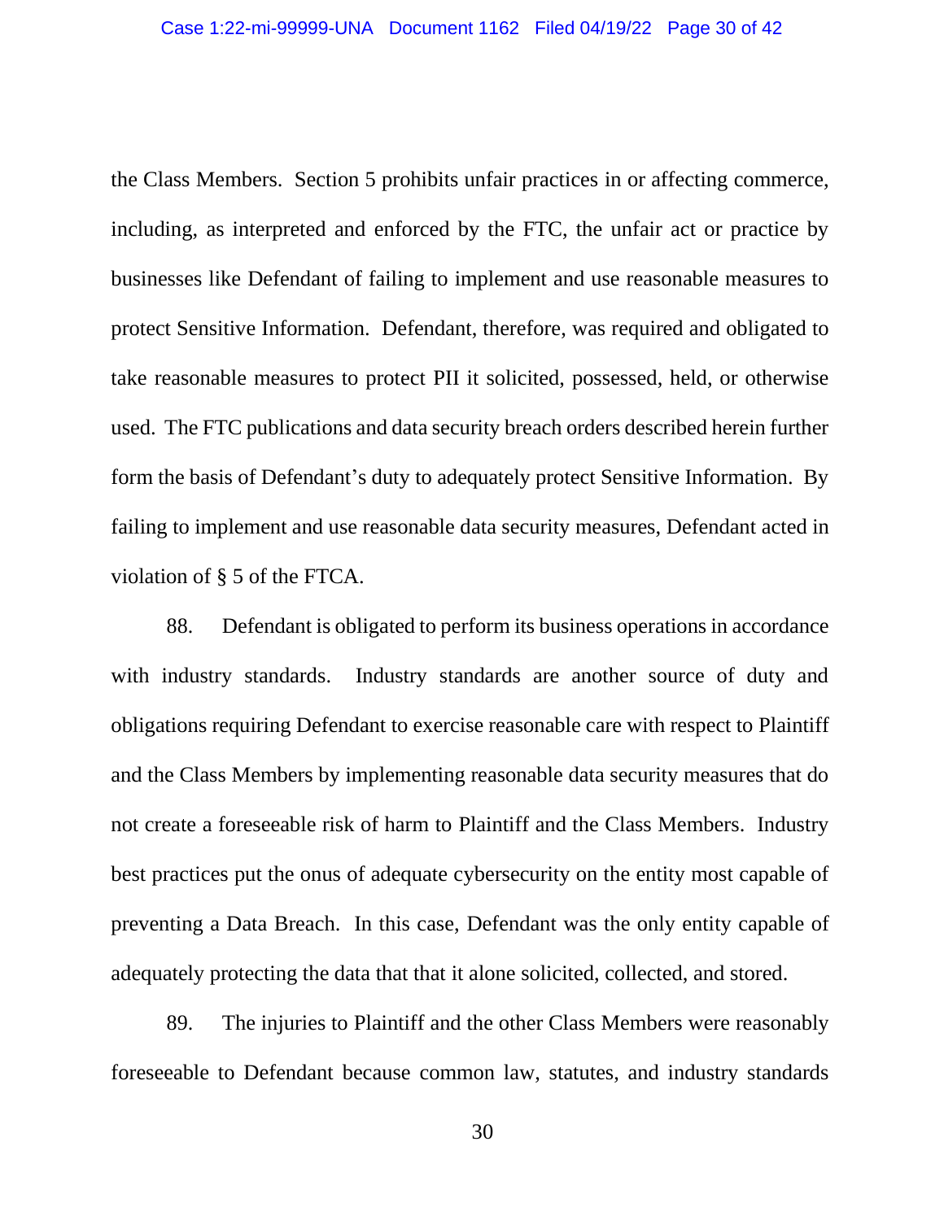the Class Members. Section 5 prohibits unfair practices in or affecting commerce, including, as interpreted and enforced by the FTC, the unfair act or practice by businesses like Defendant of failing to implement and use reasonable measures to protect Sensitive Information. Defendant, therefore, was required and obligated to take reasonable measures to protect PII it solicited, possessed, held, or otherwise used. The FTC publications and data security breach orders described herein further form the basis of Defendant's duty to adequately protect Sensitive Information. By failing to implement and use reasonable data security measures, Defendant acted in violation of § 5 of the FTCA.

88. Defendant is obligated to perform its business operations in accordance with industry standards. Industry standards are another source of duty and obligations requiring Defendant to exercise reasonable care with respect to Plaintiff and the Class Members by implementing reasonable data security measures that do not create a foreseeable risk of harm to Plaintiff and the Class Members. Industry best practices put the onus of adequate cybersecurity on the entity most capable of preventing a Data Breach. In this case, Defendant was the only entity capable of adequately protecting the data that that it alone solicited, collected, and stored.

89. The injuries to Plaintiff and the other Class Members were reasonably foreseeable to Defendant because common law, statutes, and industry standards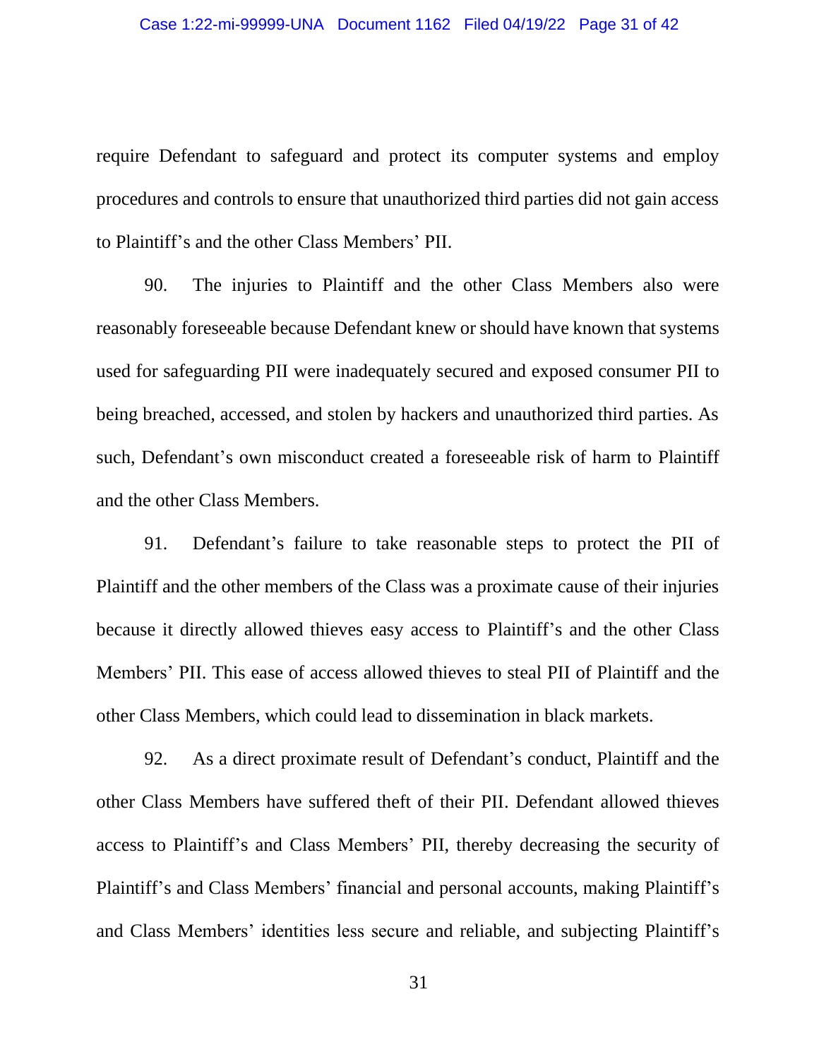require Defendant to safeguard and protect its computer systems and employ procedures and controls to ensure that unauthorized third parties did not gain access to Plaintiff's and the other Class Members' PII.

90. The injuries to Plaintiff and the other Class Members also were reasonably foreseeable because Defendant knew or should have known that systems used for safeguarding PII were inadequately secured and exposed consumer PII to being breached, accessed, and stolen by hackers and unauthorized third parties. As such, Defendant's own misconduct created a foreseeable risk of harm to Plaintiff and the other Class Members.

91. Defendant's failure to take reasonable steps to protect the PII of Plaintiff and the other members of the Class was a proximate cause of their injuries because it directly allowed thieves easy access to Plaintiff's and the other Class Members' PII. This ease of access allowed thieves to steal PII of Plaintiff and the other Class Members, which could lead to dissemination in black markets.

92. As a direct proximate result of Defendant's conduct, Plaintiff and the other Class Members have suffered theft of their PII. Defendant allowed thieves access to Plaintiff's and Class Members' PII, thereby decreasing the security of Plaintiff's and Class Members' financial and personal accounts, making Plaintiff's and Class Members' identities less secure and reliable, and subjecting Plaintiff's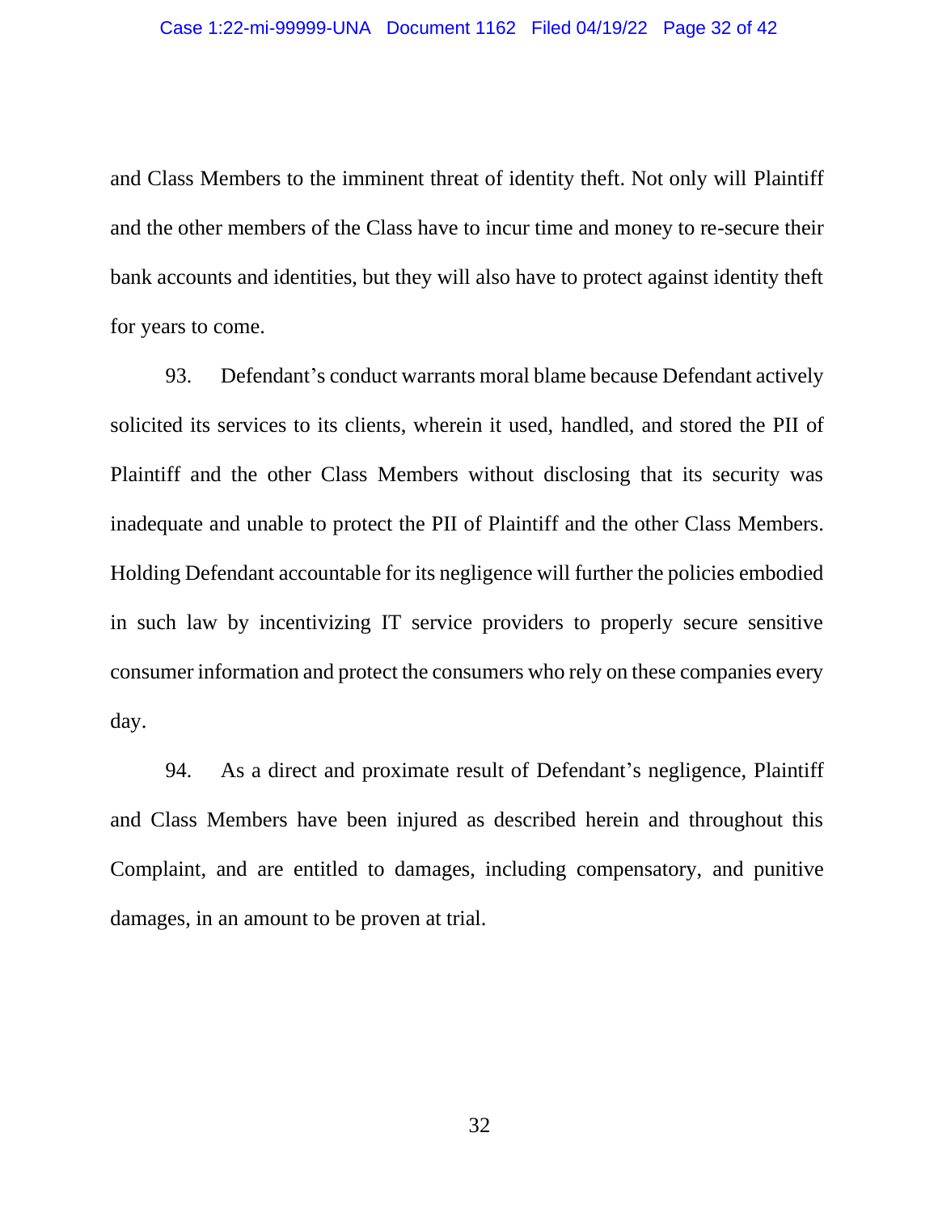and Class Members to the imminent threat of identity theft. Not only will Plaintiff and the other members of the Class have to incur time and money to re-secure their bank accounts and identities, but they will also have to protect against identity theft for years to come.

93. Defendant's conduct warrants moral blame because Defendant actively solicited its services to its clients, wherein it used, handled, and stored the PII of Plaintiff and the other Class Members without disclosing that its security was inadequate and unable to protect the PII of Plaintiff and the other Class Members. Holding Defendant accountable for its negligence will further the policies embodied in such law by incentivizing IT service providers to properly secure sensitive consumer information and protect the consumers who rely on these companies every day.

94. As a direct and proximate result of Defendant's negligence, Plaintiff and Class Members have been injured as described herein and throughout this Complaint, and are entitled to damages, including compensatory, and punitive damages, in an amount to be proven at trial.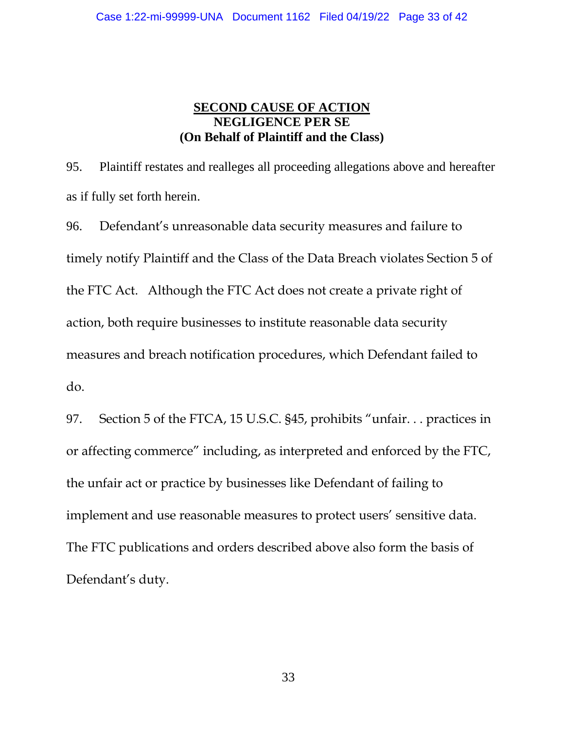## SECOND CAUSE OF ACTION
**NEGLIGENCE PER SE**
**(On Behalf of Plaintiff and the Class)**

95. Plaintiff restates and realleges all proceeding allegations above and hereafter as if fully set forth herein.

96. Defendant's unreasonable data security measures and failure to timely notify Plaintiff and the Class of the Data Breach violates Section 5 of the FTC Act. Although the FTC Act does not create a private right of action, both require businesses to institute reasonable data security measures and breach notification procedures, which Defendant failed to do.

97. Section 5 of the FTCA, 15 U.S.C. §45, prohibits "unfair. . . practices in or affecting commerce" including, as interpreted and enforced by the FTC, the unfair act or practice by businesses like Defendant of failing to implement and use reasonable measures to protect users' sensitive data. The FTC publications and orders described above also form the basis of Defendant's duty.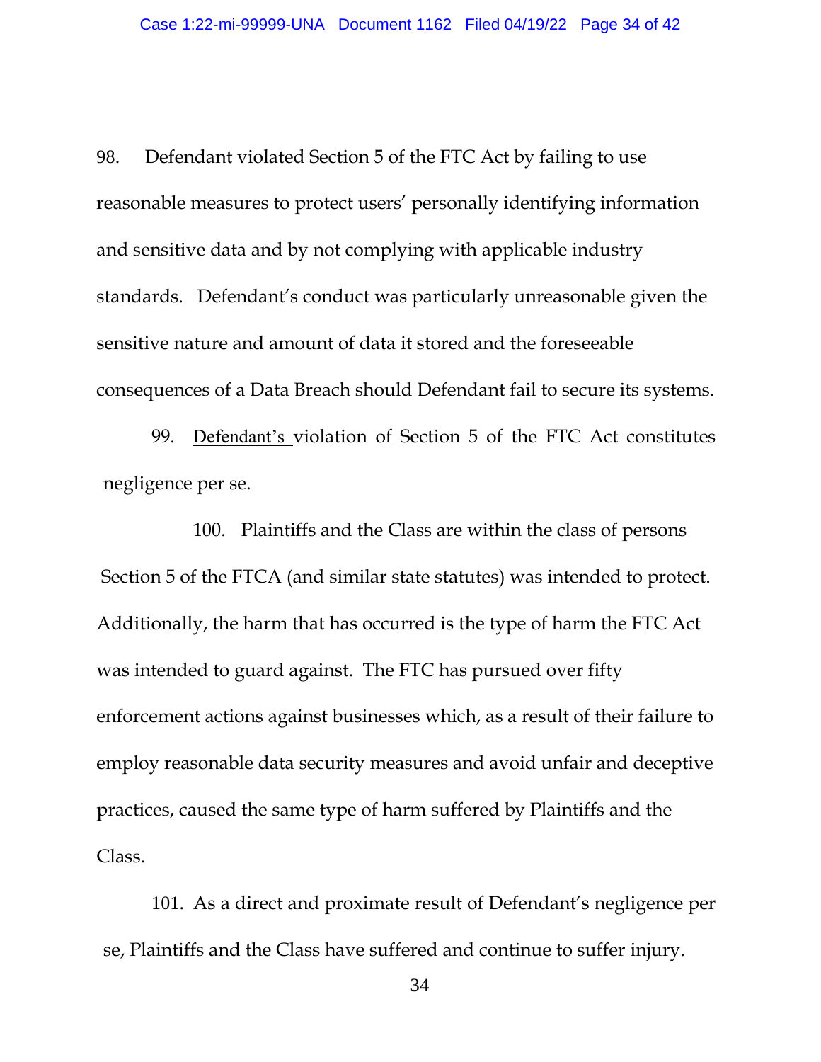98. Defendant violated Section 5 of the FTC Act by failing to use reasonable measures to protect users' personally identifying information and sensitive data and by not complying with applicable industry standards. Defendant's conduct was particularly unreasonable given the sensitive nature and amount of data it stored and the foreseeable consequences of a Data Breach should Defendant fail to secure its systems.

99. Defendant's violation of Section 5 of the FTC Act constitutes negligence per se.

100. Plaintiffs and the Class are within the class of persons Section 5 of the FTCA (and similar state statutes) was intended to protect. Additionally, the harm that has occurred is the type of harm the FTC Act was intended to guard against. The FTC has pursued over fifty enforcement actions against businesses which, as a result of their failure to employ reasonable data security measures and avoid unfair and deceptive practices, caused the same type of harm suffered by Plaintiffs and the Class.

101. As a direct and proximate result of Defendant's negligence per se, Plaintiffs and the Class have suffered and continue to suffer injury.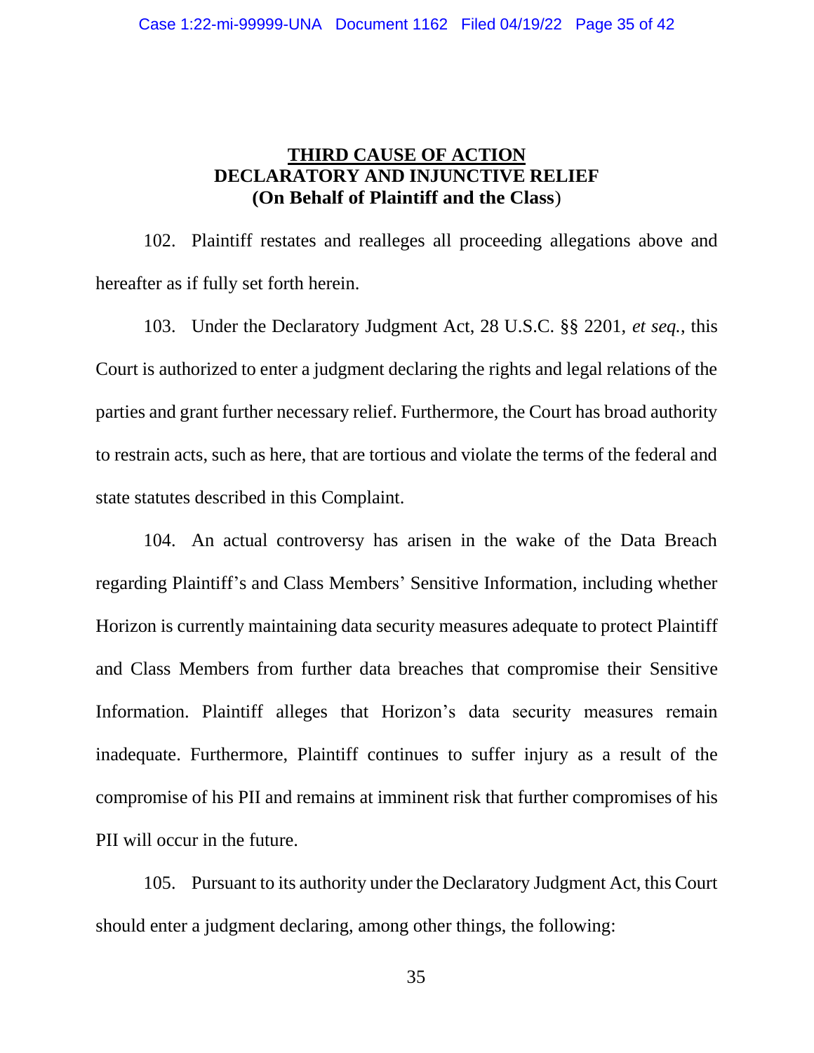**THIRD CAUSE OF ACTION**
**DECLARATORY AND INJUNCTIVE RELIEF**
**(On Behalf of Plaintiff and the Class)**

102. Plaintiff restates and realleges all proceeding allegations above and hereafter as if fully set forth herein.

103. Under the Declaratory Judgment Act, 28 U.S.C. §§ 2201, *et seq.*, this Court is authorized to enter a judgment declaring the rights and legal relations of the parties and grant further necessary relief. Furthermore, the Court has broad authority to restrain acts, such as here, that are tortious and violate the terms of the federal and state statutes described in this Complaint.

104. An actual controversy has arisen in the wake of the Data Breach regarding Plaintiff's and Class Members' Sensitive Information, including whether Horizon is currently maintaining data security measures adequate to protect Plaintiff and Class Members from further data breaches that compromise their Sensitive Information. Plaintiff alleges that Horizon's data security measures remain inadequate. Furthermore, Plaintiff continues to suffer injury as a result of the compromise of his PII and remains at imminent risk that further compromises of his PII will occur in the future.

105. Pursuant to its authority under the Declaratory Judgment Act, this Court should enter a judgment declaring, among other things, the following: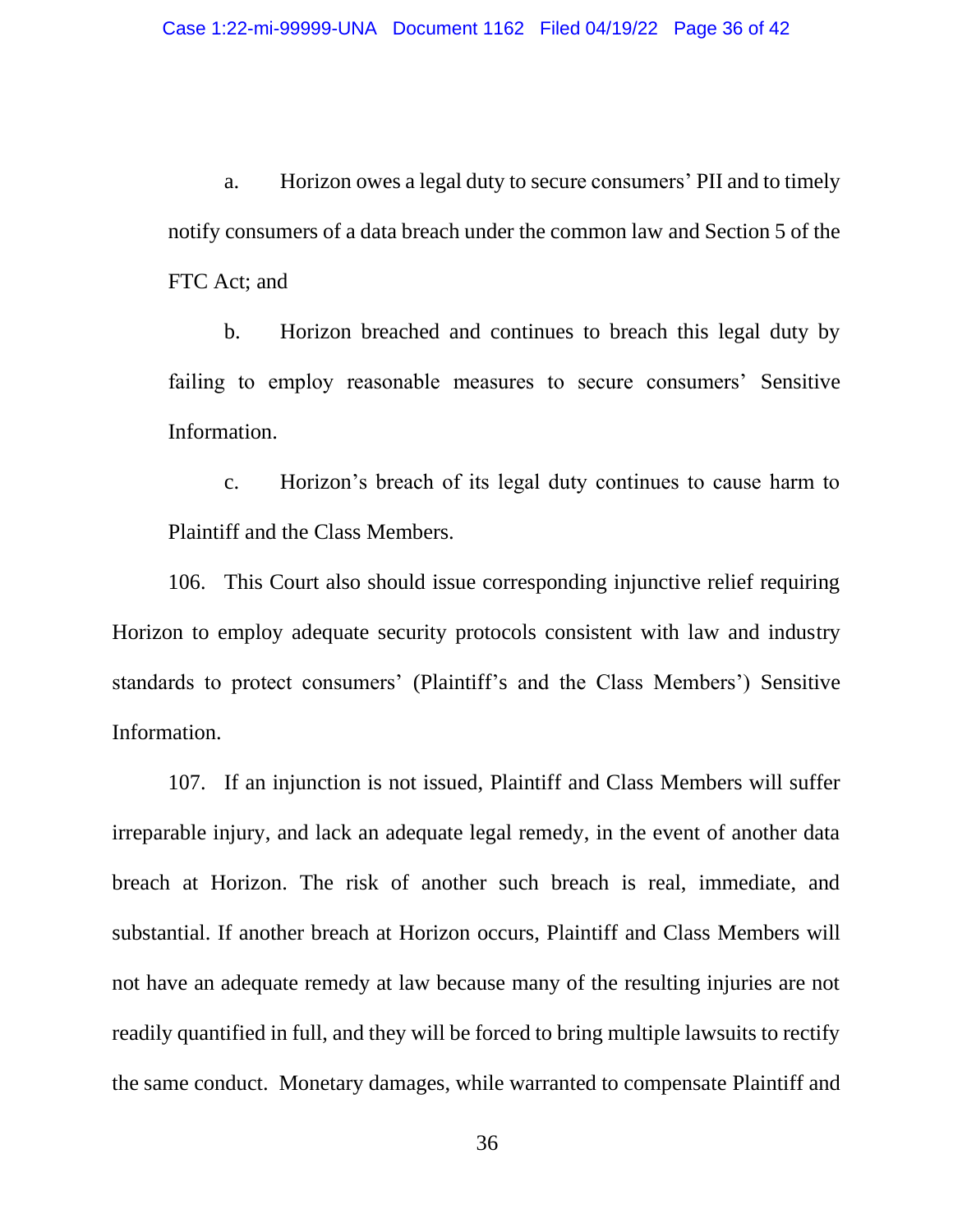a. Horizon owes a legal duty to secure consumers' PII and to timely notify consumers of a data breach under the common law and Section 5 of the FTC Act; and

b. Horizon breached and continues to breach this legal duty by failing to employ reasonable measures to secure consumers' Sensitive Information.

c. Horizon's breach of its legal duty continues to cause harm to Plaintiff and the Class Members.

106. This Court also should issue corresponding injunctive relief requiring Horizon to employ adequate security protocols consistent with law and industry standards to protect consumers' (Plaintiff's and the Class Members') Sensitive Information.

107. If an injunction is not issued, Plaintiff and Class Members will suffer irreparable injury, and lack an adequate legal remedy, in the event of another data breach at Horizon. The risk of another such breach is real, immediate, and substantial. If another breach at Horizon occurs, Plaintiff and Class Members will not have an adequate remedy at law because many of the resulting injuries are not readily quantified in full, and they will be forced to bring multiple lawsuits to rectify the same conduct. Monetary damages, while warranted to compensate Plaintiff and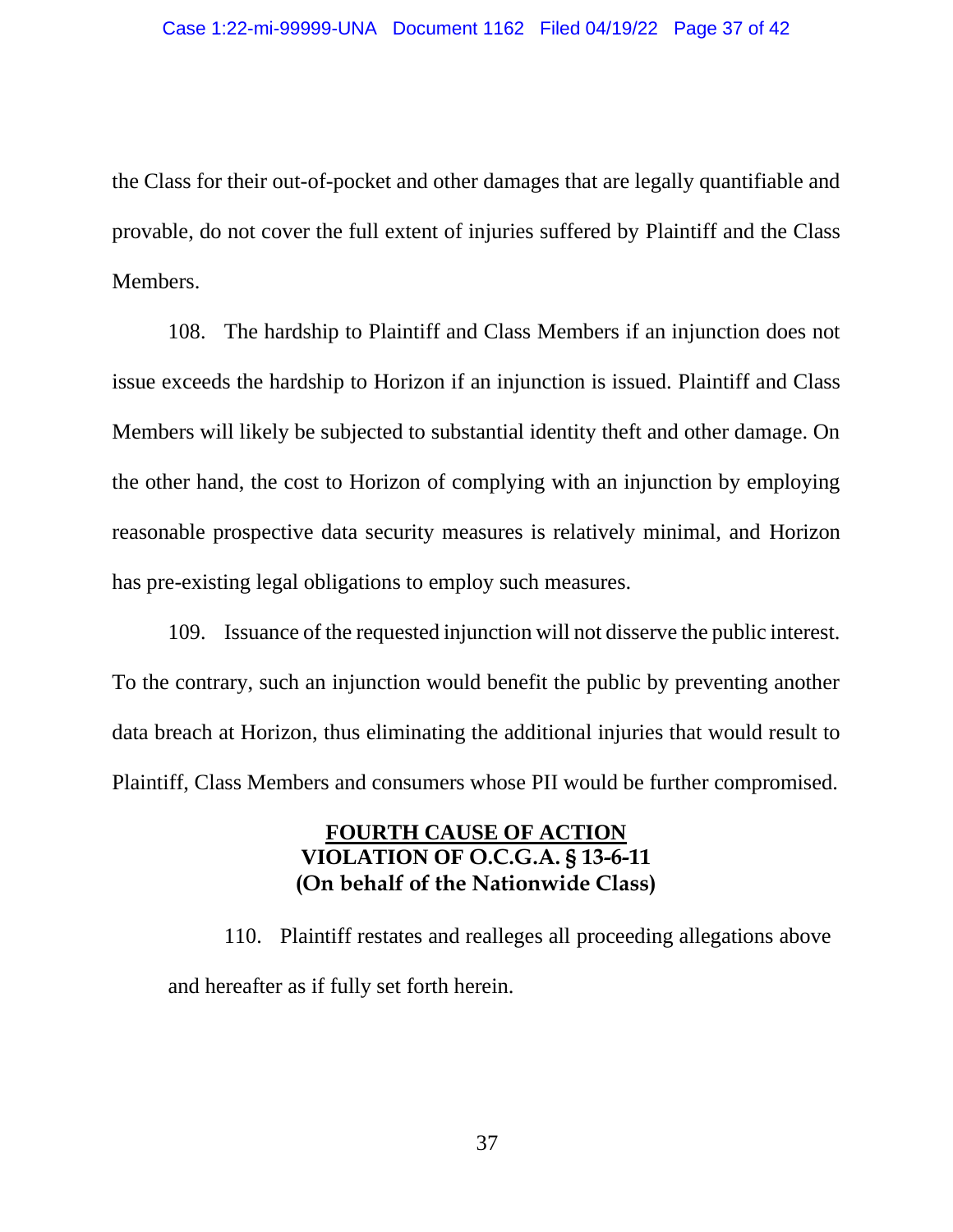the Class for their out-of-pocket and other damages that are legally quantifiable and provable, do not cover the full extent of injuries suffered by Plaintiff and the Class Members.

108. The hardship to Plaintiff and Class Members if an injunction does not issue exceeds the hardship to Horizon if an injunction is issued. Plaintiff and Class Members will likely be subjected to substantial identity theft and other damage. On the other hand, the cost to Horizon of complying with an injunction by employing reasonable prospective data security measures is relatively minimal, and Horizon has pre-existing legal obligations to employ such measures.

109. Issuance of the requested injunction will not disserve the public interest. To the contrary, such an injunction would benefit the public by preventing another data breach at Horizon, thus eliminating the additional injuries that would result to Plaintiff, Class Members and consumers whose PII would be further compromised.

## FOURTH CAUSE OF ACTION
## VIOLATION OF O.C.G.A. § 13-6-11
## (On behalf of the Nationwide Class)

110. Plaintiff restates and realleges all proceeding allegations above and hereafter as if fully set forth herein.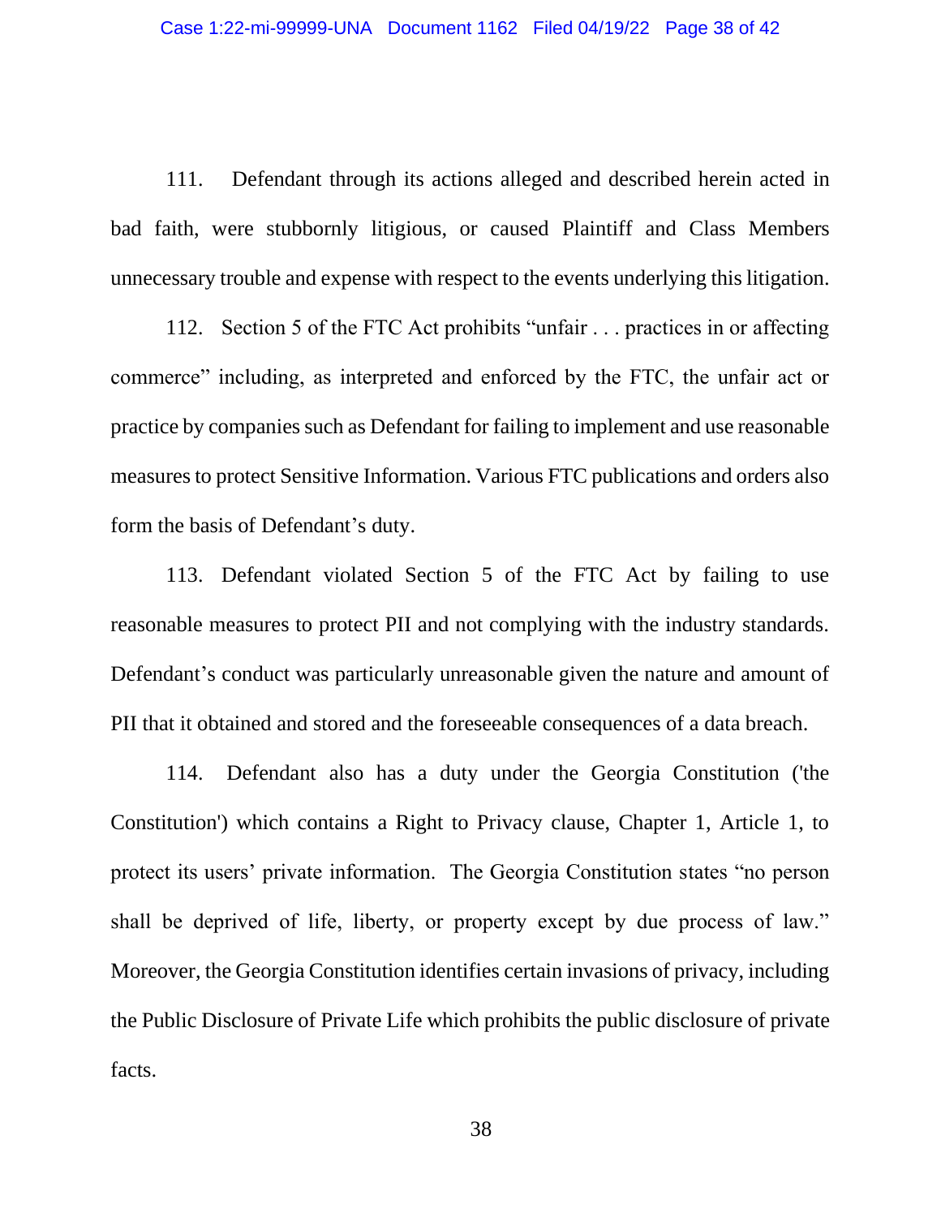111. Defendant through its actions alleged and described herein acted in bad faith, were stubbornly litigious, or caused Plaintiff and Class Members unnecessary trouble and expense with respect to the events underlying this litigation.

112. Section 5 of the FTC Act prohibits "unfair . . . practices in or affecting commerce" including, as interpreted and enforced by the FTC, the unfair act or practice by companies such as Defendant for failing to implement and use reasonable measures to protect Sensitive Information. Various FTC publications and orders also form the basis of Defendant's duty.

113. Defendant violated Section 5 of the FTC Act by failing to use reasonable measures to protect PII and not complying with the industry standards. Defendant's conduct was particularly unreasonable given the nature and amount of PII that it obtained and stored and the foreseeable consequences of a data breach.

114. Defendant also has a duty under the Georgia Constitution ('the Constitution') which contains a Right to Privacy clause, Chapter 1, Article 1, to protect its users' private information. The Georgia Constitution states "no person shall be deprived of life, liberty, or property except by due process of law." Moreover, the Georgia Constitution identifies certain invasions of privacy, including the Public Disclosure of Private Life which prohibits the public disclosure of private facts.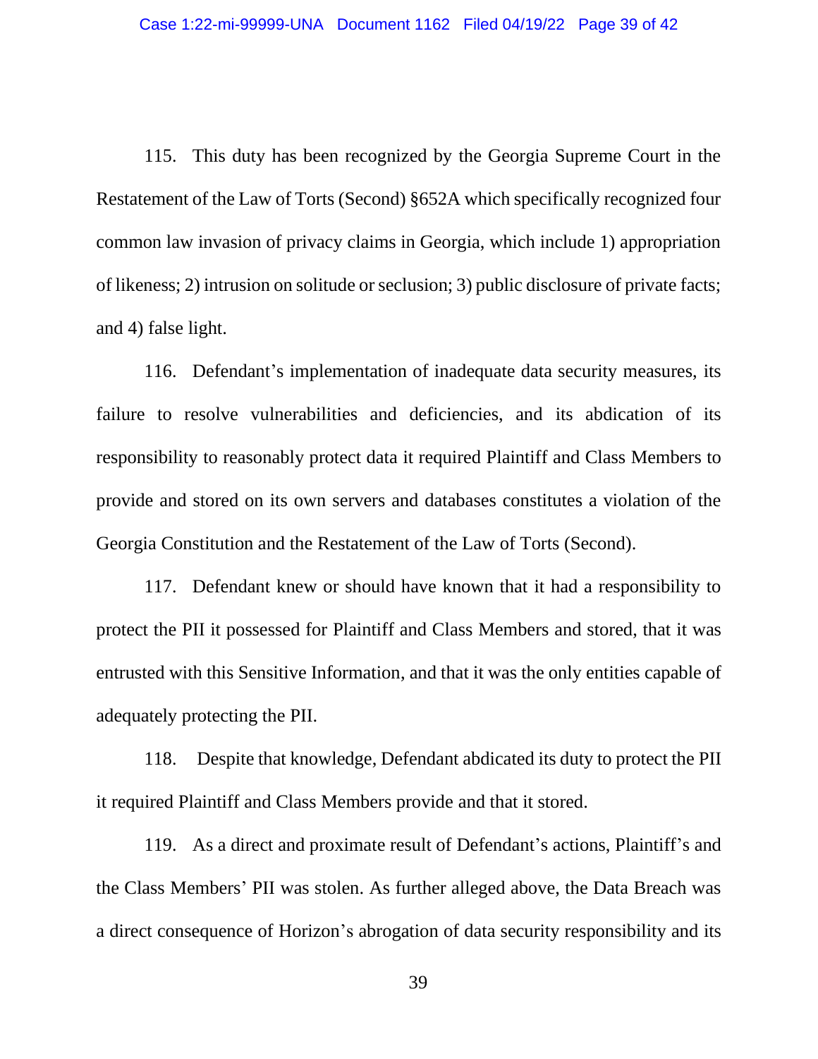115. This duty has been recognized by the Georgia Supreme Court in the Restatement of the Law of Torts (Second) §652A which specifically recognized four common law invasion of privacy claims in Georgia, which include 1) appropriation of likeness; 2) intrusion on solitude or seclusion; 3) public disclosure of private facts; and 4) false light.

116. Defendant's implementation of inadequate data security measures, its failure to resolve vulnerabilities and deficiencies, and its abdication of its responsibility to reasonably protect data it required Plaintiff and Class Members to provide and stored on its own servers and databases constitutes a violation of the Georgia Constitution and the Restatement of the Law of Torts (Second).

117. Defendant knew or should have known that it had a responsibility to protect the PII it possessed for Plaintiff and Class Members and stored, that it was entrusted with this Sensitive Information, and that it was the only entities capable of adequately protecting the PII.

118. Despite that knowledge, Defendant abdicated its duty to protect the PII it required Plaintiff and Class Members provide and that it stored.

119. As a direct and proximate result of Defendant's actions, Plaintiff's and the Class Members' PII was stolen. As further alleged above, the Data Breach was a direct consequence of Horizon's abrogation of data security responsibility and its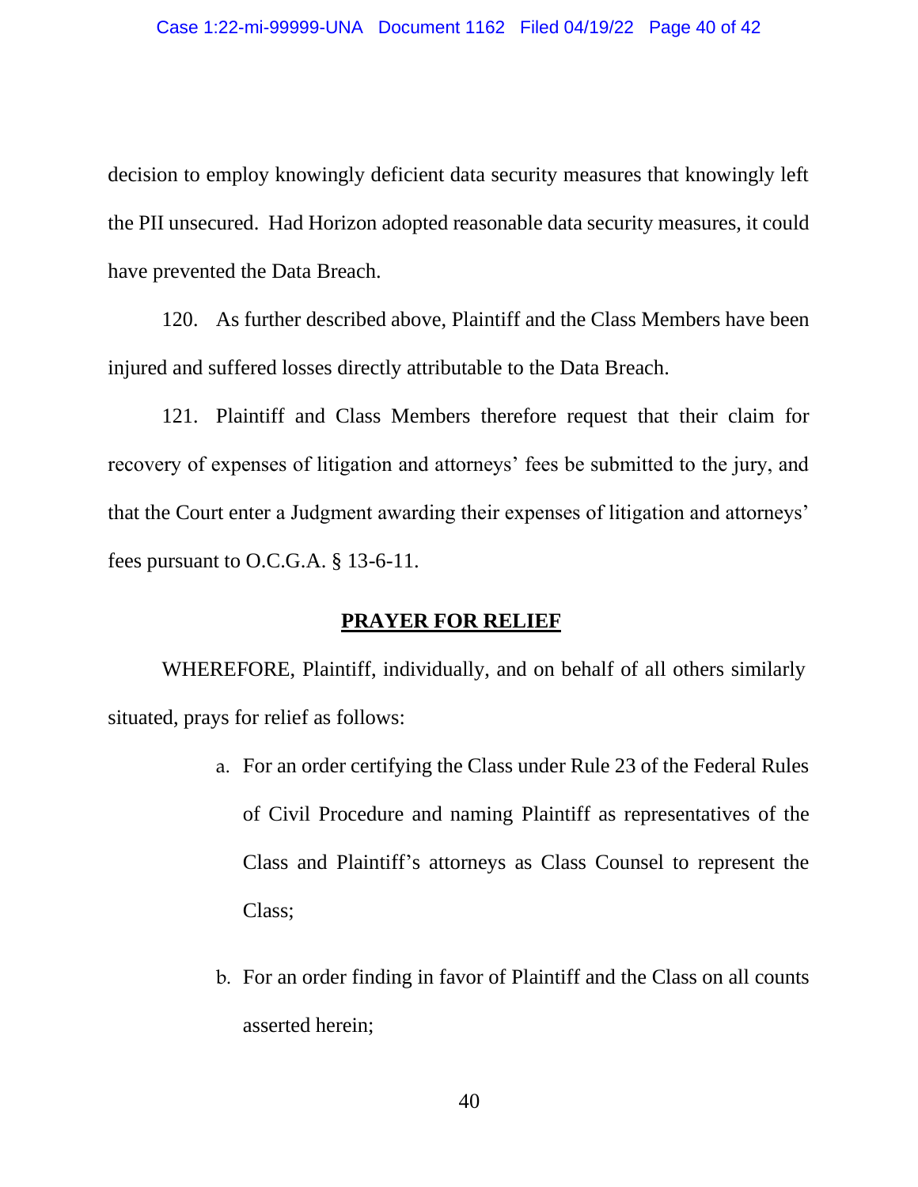decision to employ knowingly deficient data security measures that knowingly left the PII unsecured. Had Horizon adopted reasonable data security measures, it could have prevented the Data Breach.

120. As further described above, Plaintiff and the Class Members have been injured and suffered losses directly attributable to the Data Breach.

121. Plaintiff and Class Members therefore request that their claim for recovery of expenses of litigation and attorneys' fees be submitted to the jury, and that the Court enter a Judgment awarding their expenses of litigation and attorneys' fees pursuant to O.C.G.A. § 13-6-11.

## PRAYER FOR RELIEF

WHEREFORE, Plaintiff, individually, and on behalf of all others similarly situated, prays for relief as follows:

a. For an order certifying the Class under Rule 23 of the Federal Rules of Civil Procedure and naming Plaintiff as representatives of the Class and Plaintiff's attorneys as Class Counsel to represent the Class;

b. For an order finding in favor of Plaintiff and the Class on all counts asserted herein;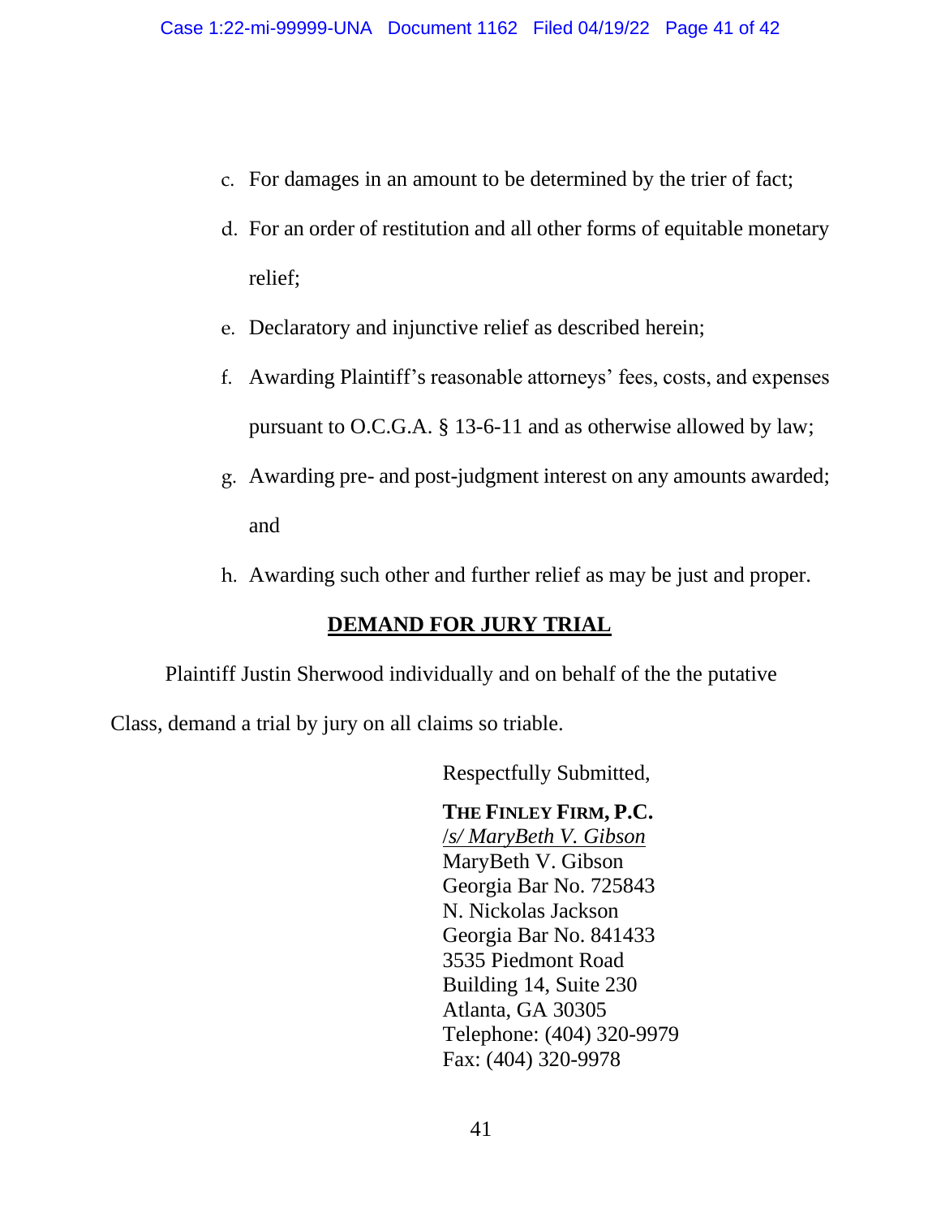c. For damages in an amount to be determined by the trier of fact;

d. For an order of restitution and all other forms of equitable monetary relief;

e. Declaratory and injunctive relief as described herein;

f. Awarding Plaintiff's reasonable attorneys' fees, costs, and expenses pursuant to O.C.G.A. § 13-6-11 and as otherwise allowed by law;

g. Awarding pre- and post-judgment interest on any amounts awarded; and

h. Awarding such other and further relief as may be just and proper.

**DEMAND FOR JURY TRIAL**

Plaintiff Justin Sherwood individually and on behalf of the the putative Class, demand a trial by jury on all claims so triable.

Respectfully Submitted,

**THE FINLEY FIRM, P.C.**
*/s/ MaryBeth V. Gibson*
MaryBeth V. Gibson
Georgia Bar No. 725843
N. Nickolas Jackson
Georgia Bar No. 841433
3535 Piedmont Road
Building 14, Suite 230
Atlanta, GA 30305
Telephone: (404) 320-9979
Fax: (404) 320-9978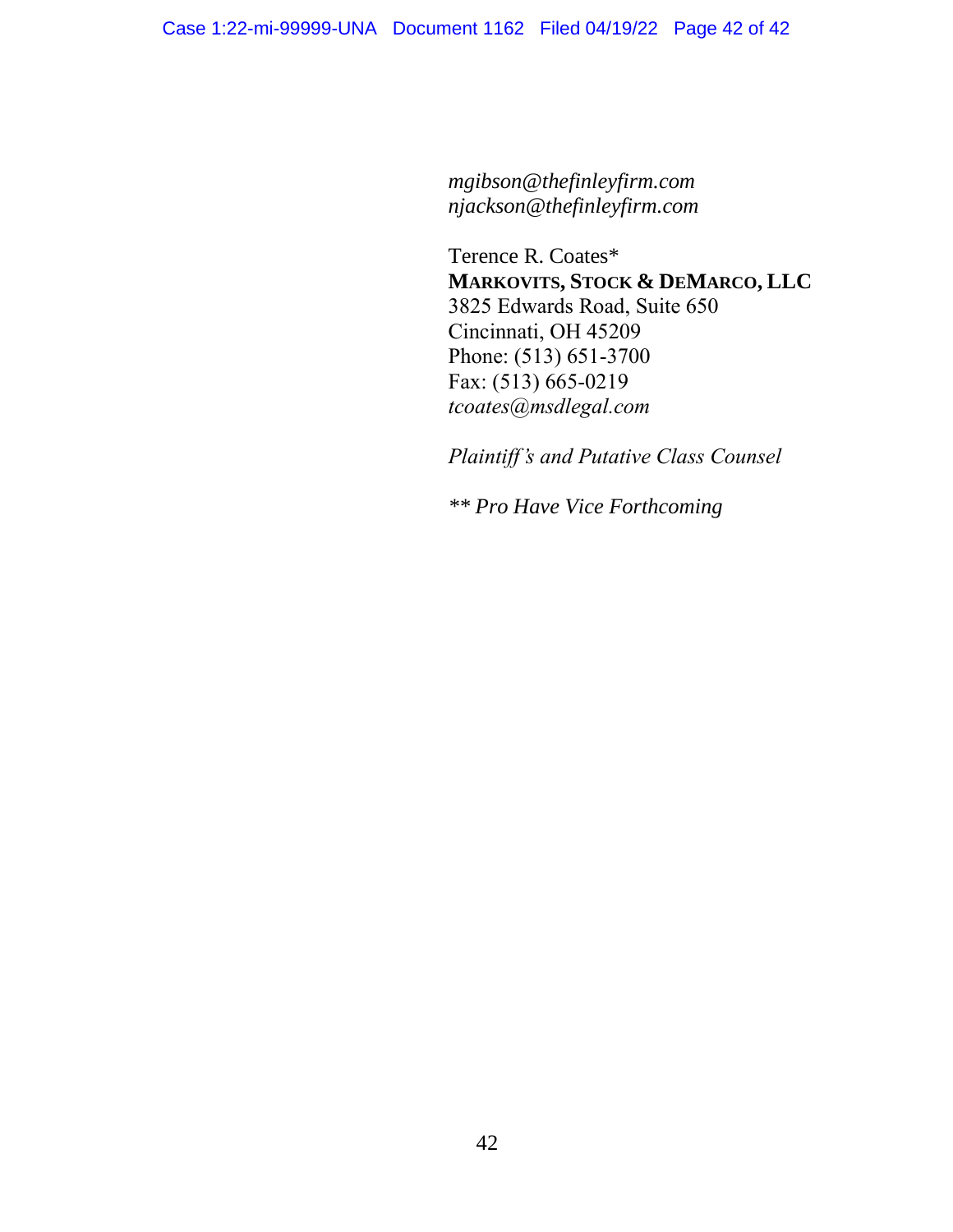*mgibson@thefinleyfirm.com*
*njackson@thefinleyfirm.com*

Terence R. Coates*
**MARKOVITS, STOCK & DEMARCO, LLC**
3825 Edwards Road, Suite 650
Cincinnati, OH 45209
Phone: (513) 651-3700
Fax: (513) 665-0219
*tcoates@msdlegal.com*

*Plaintiff's and Putative Class Counsel*

*** Pro Have Vice Forthcoming*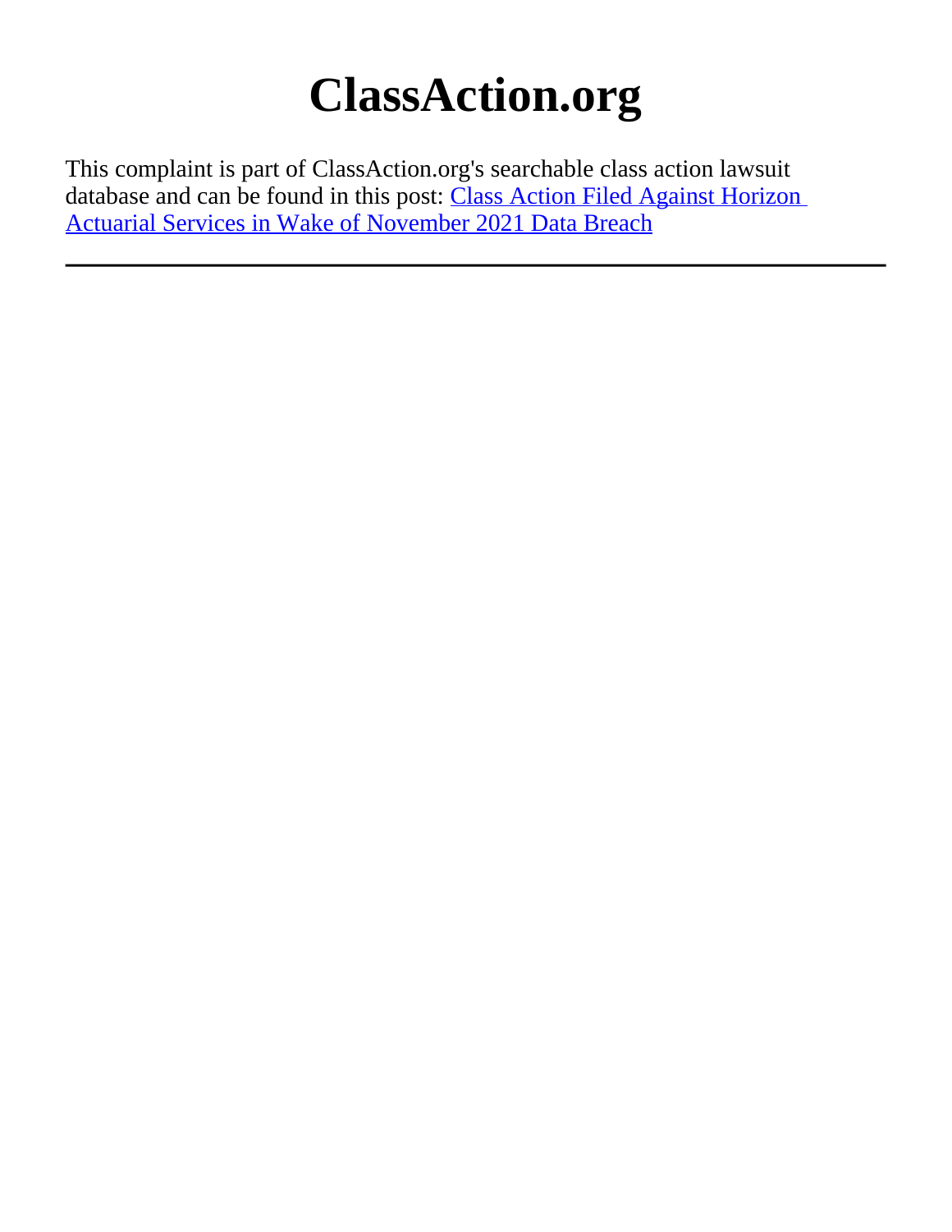# ClassAction.org

This complaint is part of ClassAction.org's searchable class action lawsuit database and can be found in this post: [Class Action Filed Against Horizon Actuarial Services in Wake of November 2021 Data Breach]

---